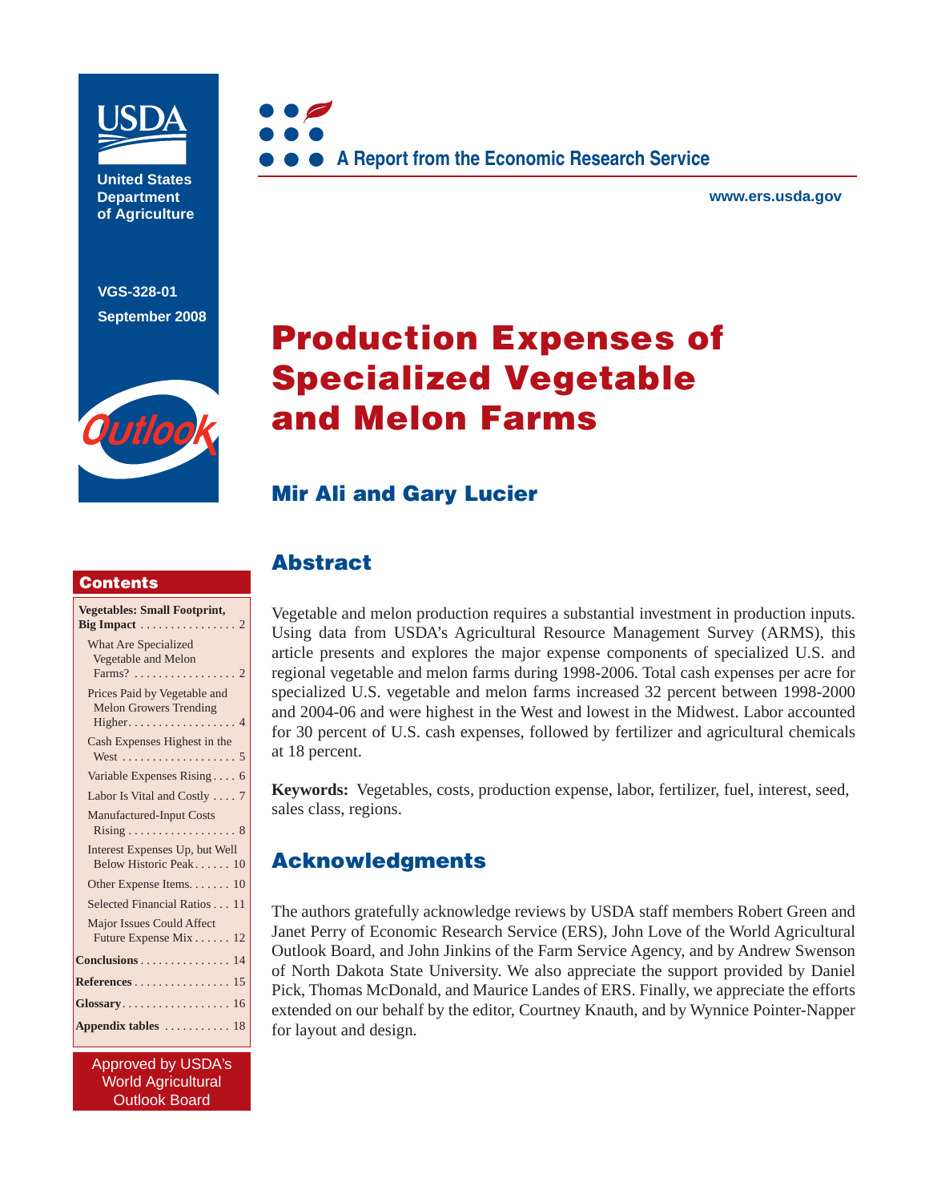United States Department of Agriculture

VGS-328-01
September 2008

A Report from the Economic Research Service

www.ers.usda.gov

# Production Expenses of Specialized Vegetable and Melon Farms

## Mir Ali and Gary Lucier

## Abstract

Vegetable and melon production requires a substantial investment in production inputs. Using data from USDA's Agricultural Resource Management Survey (ARMS), this article presents and explores the major expense components of specialized U.S. and regional vegetable and melon farms during 1998-2006. Total cash expenses per acre for specialized U.S. vegetable and melon farms increased 32 percent between 1998-2000 and 2004-06 and were highest in the West and lowest in the Midwest. Labor accounted for 30 percent of U.S. cash expenses, followed by fertilizer and agricultural chemicals at 18 percent.

**Keywords:** Vegetables, costs, production expense, labor, fertilizer, fuel, interest, seed, sales class, regions.

## Acknowledgments

The authors gratefully acknowledge reviews by USDA staff members Robert Green and Janet Perry of Economic Research Service (ERS), John Love of the World Agricultural Outlook Board, and John Jinkins of the Farm Service Agency, and by Andrew Swenson of North Dakota State University. We also appreciate the support provided by Daniel Pick, Thomas McDonald, and Maurice Landes of ERS. Finally, we appreciate the efforts extended on our behalf by the editor, Courtney Knauth, and by Wynnice Pointer-Napper for layout and design.

## Contents

- **Vegetables: Small Footprint, Big Impact** . . . . . 2
  - What Are Specialized Vegetable and Melon Farms? . . . . . 2
  - Prices Paid by Vegetable and Melon Growers Trending Higher . . . . . 4
  - Cash Expenses Highest in the West . . . . . 5
  - Variable Expenses Rising . . . . 6
  - Labor Is Vital and Costly . . . . 7
  - Manufactured-Input Costs Rising . . . . . 8
  - Interest Expenses Up, but Well Below Historic Peak . . . . . 10
  - Other Expense Items . . . . . 10
  - Selected Financial Ratios . . . 11
  - Major Issues Could Affect Future Expense Mix . . . . . 12
- **Conclusions** . . . . . 14
- **References** . . . . . 15
- **Glossary** . . . . . 16
- **Appendix tables** . . . . . 18

Approved by USDA's World Agricultural Outlook Board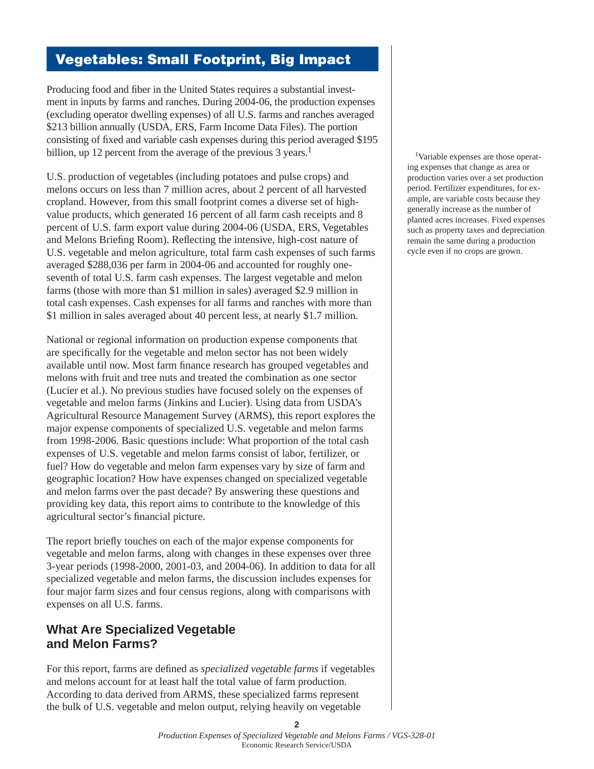## Vegetables: Small Footprint, Big Impact

Producing food and fiber in the United States requires a substantial investment in inputs by farms and ranches. During 2004-06, the production expenses (excluding operator dwelling expenses) of all U.S. farms and ranches averaged $213 billion annually (USDA, ERS, Farm Income Data Files). The portion consisting of fixed and variable cash expenses during this period averaged $195 billion, up 12 percent from the average of the previous 3 years.[1]

U.S. production of vegetables (including potatoes and pulse crops) and melons occurs on less than 7 million acres, about 2 percent of all harvested cropland. However, from this small footprint comes a diverse set of high-value products, which generated 16 percent of all farm cash receipts and 8 percent of U.S. farm export value during 2004-06 (USDA, ERS, Vegetables and Melons Briefing Room). Reflecting the intensive, high-cost nature of U.S. vegetable and melon agriculture, total farm cash expenses of such farms averaged $288,036 per farm in 2004-06 and accounted for roughly one-seventh of total U.S. farm cash expenses. The largest vegetable and melon farms (those with more than $1 million in sales) averaged $2.9 million in total cash expenses. Cash expenses for all farms and ranches with more than $1 million in sales averaged about 40 percent less, at nearly $1.7 million.

National or regional information on production expense components that are specifically for the vegetable and melon sector has not been widely available until now. Most farm finance research has grouped vegetables and melons with fruit and tree nuts and treated the combination as one sector (Lucier et al.). No previous studies have focused solely on the expenses of vegetable and melon farms (Jinkins and Lucier). Using data from USDA's Agricultural Resource Management Survey (ARMS), this report explores the major expense components of specialized U.S. vegetable and melon farms from 1998-2006. Basic questions include: What proportion of the total cash expenses of U.S. vegetable and melon farms consist of labor, fertilizer, or fuel? How do vegetable and melon farm expenses vary by size of farm and geographic location? How have expenses changed on specialized vegetable and melon farms over the past decade? By answering these questions and providing key data, this report aims to contribute to the knowledge of this agricultural sector's financial picture.

The report briefly touches on each of the major expense components for vegetable and melon farms, along with changes in these expenses over three 3-year periods (1998-2000, 2001-03, and 2004-06). In addition to data for all specialized vegetable and melon farms, the discussion includes expenses for four major farm sizes and four census regions, along with comparisons with expenses on all U.S. farms.

### What Are Specialized Vegetable and Melon Farms?

For this report, farms are defined as *specialized vegetable farms* if vegetables and melons account for at least half the total value of farm production. According to data derived from ARMS, these specialized farms represent the bulk of U.S. vegetable and melon output, relying heavily on vegetable

[1]Variable expenses are those operating expenses that change as area or production varies over a set production period. Fertilizer expenditures, for example, are variable costs because they generally increase as the number of planted acres increases. Fixed expenses such as property taxes and depreciation remain the same during a production cycle even if no crops are grown.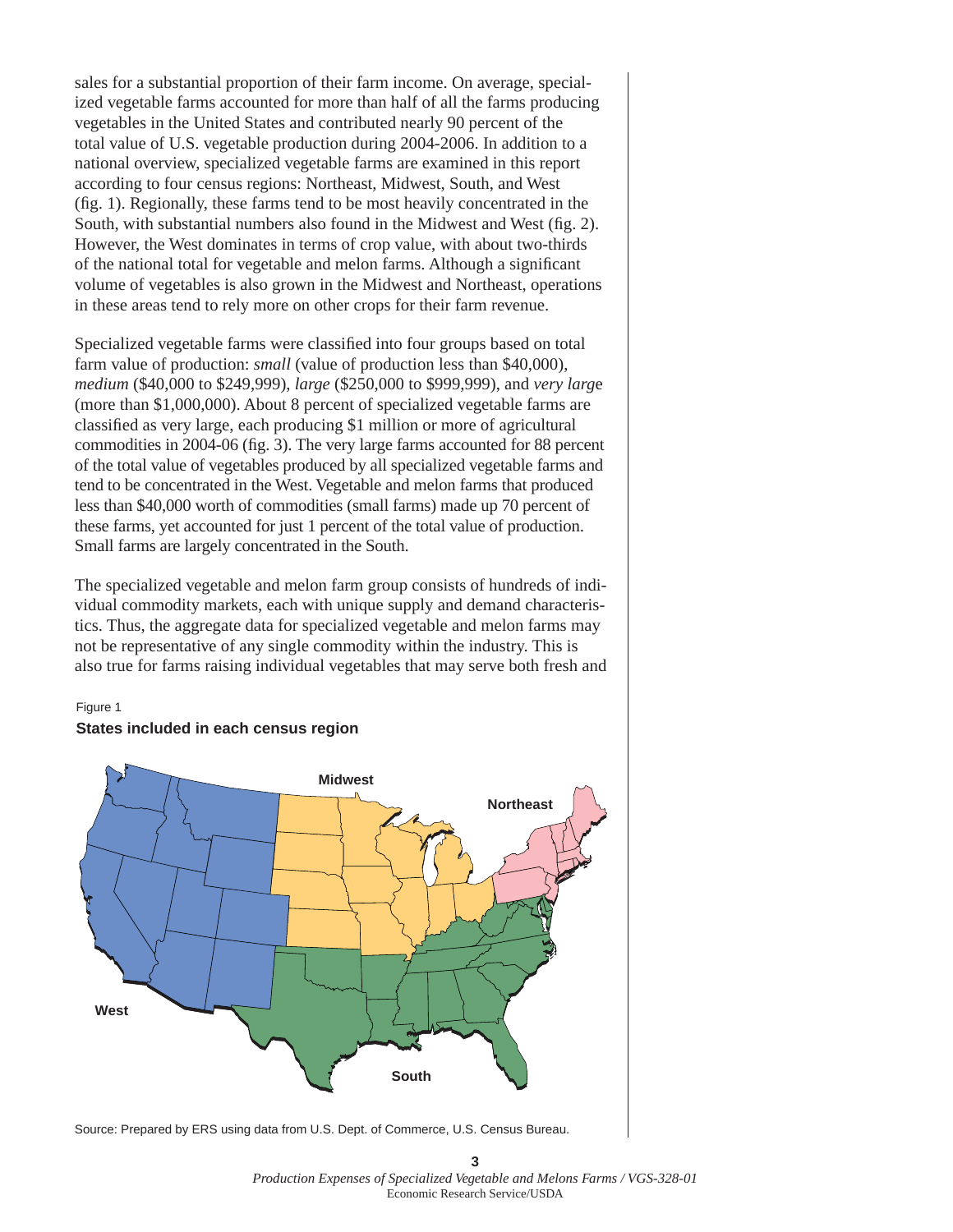sales for a substantial proportion of their farm income. On average, specialized vegetable farms accounted for more than half of all the farms producing vegetables in the United States and contributed nearly 90 percent of the total value of U.S. vegetable production during 2004-2006. In addition to a national overview, specialized vegetable farms are examined in this report according to four census regions: Northeast, Midwest, South, and West (fig. 1). Regionally, these farms tend to be most heavily concentrated in the South, with substantial numbers also found in the Midwest and West (fig. 2). However, the West dominates in terms of crop value, with about two-thirds of the national total for vegetable and melon farms. Although a significant volume of vegetables is also grown in the Midwest and Northeast, operations in these areas tend to rely more on other crops for their farm revenue.

Specialized vegetable farms were classified into four groups based on total farm value of production: *small* (value of production less than $40,000), *medium* ($40,000 to $249,999), *large* ($250,000 to $999,999), and *very large* (more than $1,000,000). About 8 percent of specialized vegetable farms are classified as very large, each producing $1 million or more of agricultural commodities in 2004-06 (fig. 3). The very large farms accounted for 88 percent of the total value of vegetables produced by all specialized vegetable farms and tend to be concentrated in the West. Vegetable and melon farms that produced less than $40,000 worth of commodities (small farms) made up 70 percent of these farms, yet accounted for just 1 percent of the total value of production. Small farms are largely concentrated in the South.

The specialized vegetable and melon farm group consists of hundreds of individual commodity markets, each with unique supply and demand characteristics. Thus, the aggregate data for specialized vegetable and melon farms may not be representative of any single commodity within the industry. This is also true for farms raising individual vegetables that may serve both fresh and

Figure 1

**States included in each census region**

Source: Prepared by ERS using data from U.S. Dept. of Commerce, U.S. Census Bureau.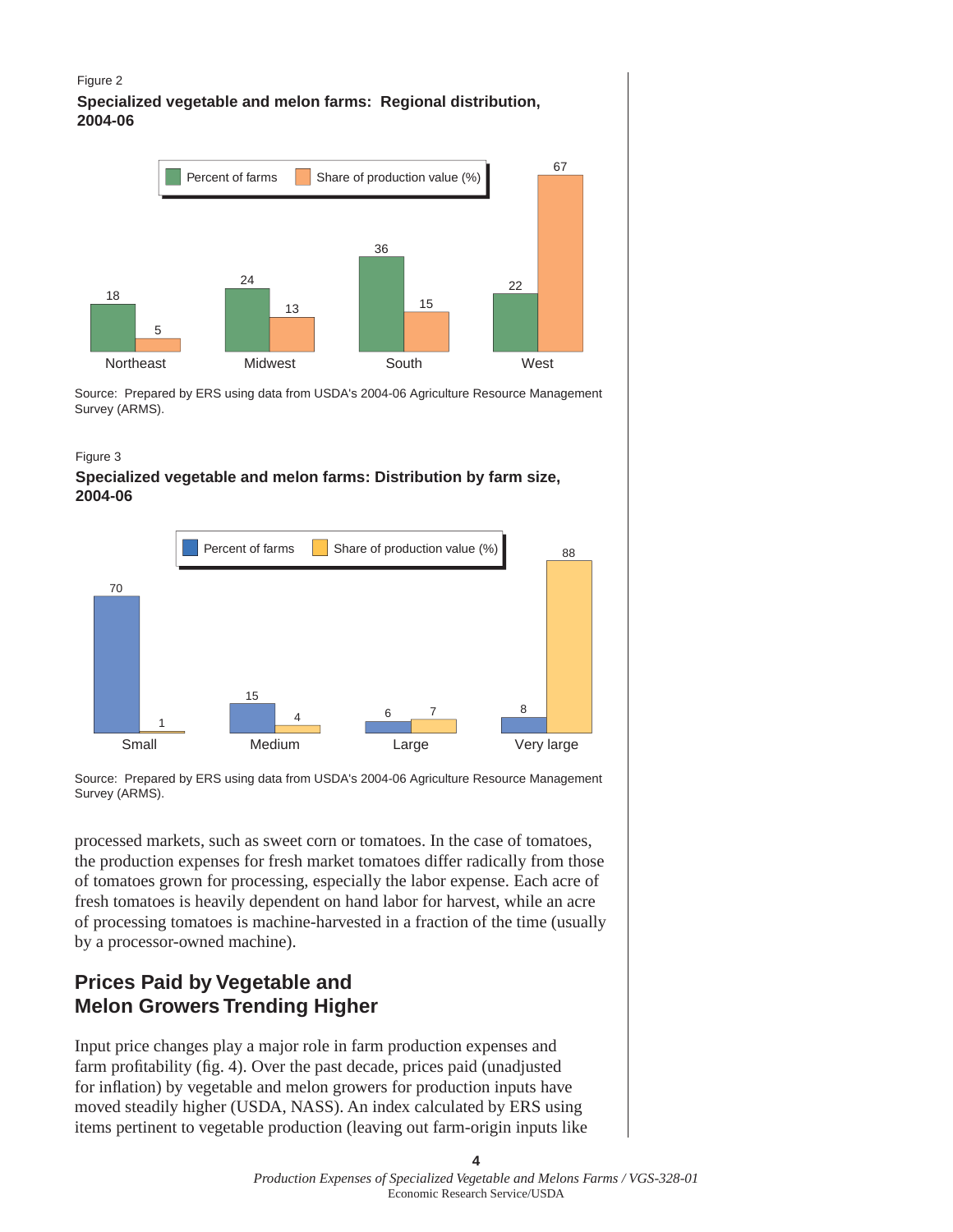Figure 2

**Specialized vegetable and melon farms: Regional distribution, 2004-06**

| | Percent of farms | Share of production value (%) |
|---|---|---|
| Northeast | 18 | 5 |
| Midwest | 24 | 13 |
| South | 36 | 15 |
| West | 22 | 67 |

Source: Prepared by ERS using data from USDA's 2004-06 Agriculture Resource Management Survey (ARMS).

Figure 3

**Specialized vegetable and melon farms: Distribution by farm size, 2004-06**

| | Percent of farms | Share of production value (%) |
|---|---|---|
| Small | 70 | 1 |
| Medium | 15 | 4 |
| Large | 6 | 7 |
| Very large | 8 | 88 |

Source: Prepared by ERS using data from USDA's 2004-06 Agriculture Resource Management Survey (ARMS).

processed markets, such as sweet corn or tomatoes. In the case of tomatoes, the production expenses for fresh market tomatoes differ radically from those of tomatoes grown for processing, especially the labor expense. Each acre of fresh tomatoes is heavily dependent on hand labor for harvest, while an acre of processing tomatoes is machine-harvested in a fraction of the time (usually by a processor-owned machine).

## Prices Paid by Vegetable and Melon Growers Trending Higher

Input price changes play a major role in farm production expenses and farm profitability (fig. 4). Over the past decade, prices paid (unadjusted for inflation) by vegetable and melon growers for production inputs have moved steadily higher (USDA, NASS). An index calculated by ERS using items pertinent to vegetable production (leaving out farm-origin inputs like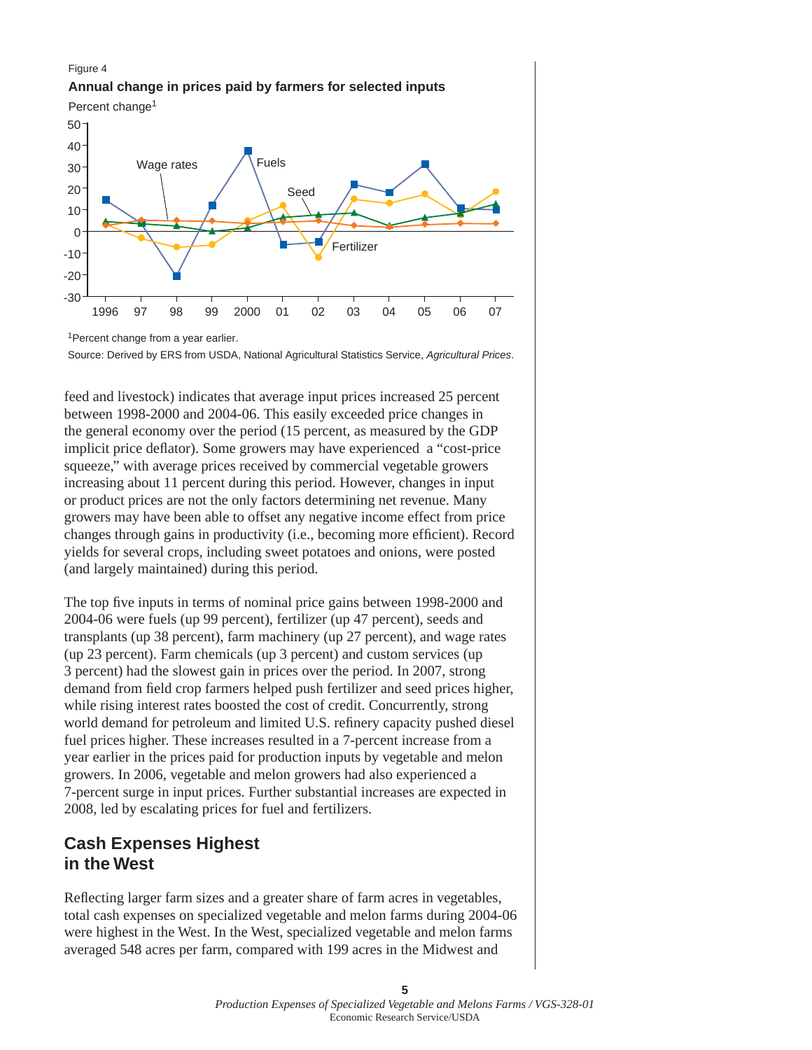Figure 4

**Annual change in prices paid by farmers for selected inputs**

[1]Percent change from a year earlier.

Source: Derived by ERS from USDA, National Agricultural Statistics Service, *Agricultural Prices*.

feed and livestock) indicates that average input prices increased 25 percent between 1998-2000 and 2004-06. This easily exceeded price changes in the general economy over the period (15 percent, as measured by the GDP implicit price deflator). Some growers may have experienced a "cost-price squeeze," with average prices received by commercial vegetable growers increasing about 11 percent during this period. However, changes in input or product prices are not the only factors determining net revenue. Many growers may have been able to offset any negative income effect from price changes through gains in productivity (i.e., becoming more efficient). Record yields for several crops, including sweet potatoes and onions, were posted (and largely maintained) during this period.

The top five inputs in terms of nominal price gains between 1998-2000 and 2004-06 were fuels (up 99 percent), fertilizer (up 47 percent), seeds and transplants (up 38 percent), farm machinery (up 27 percent), and wage rates (up 23 percent). Farm chemicals (up 3 percent) and custom services (up 3 percent) had the slowest gain in prices over the period. In 2007, strong demand from field crop farmers helped push fertilizer and seed prices higher, while rising interest rates boosted the cost of credit. Concurrently, strong world demand for petroleum and limited U.S. refinery capacity pushed diesel fuel prices higher. These increases resulted in a 7-percent increase from a year earlier in the prices paid for production inputs by vegetable and melon growers. In 2006, vegetable and melon growers had also experienced a 7-percent surge in input prices. Further substantial increases are expected in 2008, led by escalating prices for fuel and fertilizers.

## Cash Expenses Highest in the West

Reflecting larger farm sizes and a greater share of farm acres in vegetables, total cash expenses on specialized vegetable and melon farms during 2004-06 were highest in the West. In the West, specialized vegetable and melon farms averaged 548 acres per farm, compared with 199 acres in the Midwest and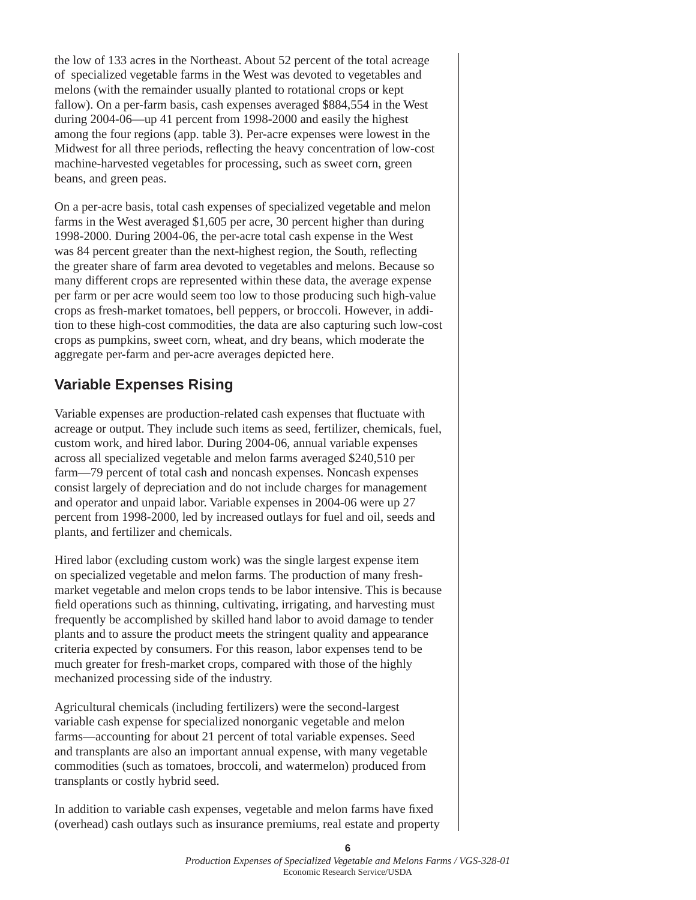the low of 133 acres in the Northeast. About 52 percent of the total acreage of specialized vegetable farms in the West was devoted to vegetables and melons (with the remainder usually planted to rotational crops or kept fallow). On a per-farm basis, cash expenses averaged $884,554 in the West during 2004-06—up 41 percent from 1998-2000 and easily the highest among the four regions (app. table 3). Per-acre expenses were lowest in the Midwest for all three periods, reflecting the heavy concentration of low-cost machine-harvested vegetables for processing, such as sweet corn, green beans, and green peas.

On a per-acre basis, total cash expenses of specialized vegetable and melon farms in the West averaged $1,605 per acre, 30 percent higher than during 1998-2000. During 2004-06, the per-acre total cash expense in the West was 84 percent greater than the next-highest region, the South, reflecting the greater share of farm area devoted to vegetables and melons. Because so many different crops are represented within these data, the average expense per farm or per acre would seem too low to those producing such high-value crops as fresh-market tomatoes, bell peppers, or broccoli. However, in addition to these high-cost commodities, the data are also capturing such low-cost crops as pumpkins, sweet corn, wheat, and dry beans, which moderate the aggregate per-farm and per-acre averages depicted here.

## Variable Expenses Rising

Variable expenses are production-related cash expenses that fluctuate with acreage or output. They include such items as seed, fertilizer, chemicals, fuel, custom work, and hired labor. During 2004-06, annual variable expenses across all specialized vegetable and melon farms averaged $240,510 per farm—79 percent of total cash and noncash expenses. Noncash expenses consist largely of depreciation and do not include charges for management and operator and unpaid labor. Variable expenses in 2004-06 were up 27 percent from 1998-2000, led by increased outlays for fuel and oil, seeds and plants, and fertilizer and chemicals.

Hired labor (excluding custom work) was the single largest expense item on specialized vegetable and melon farms. The production of many fresh-market vegetable and melon crops tends to be labor intensive. This is because field operations such as thinning, cultivating, irrigating, and harvesting must frequently be accomplished by skilled hand labor to avoid damage to tender plants and to assure the product meets the stringent quality and appearance criteria expected by consumers. For this reason, labor expenses tend to be much greater for fresh-market crops, compared with those of the highly mechanized processing side of the industry.

Agricultural chemicals (including fertilizers) were the second-largest variable cash expense for specialized nonorganic vegetable and melon farms—accounting for about 21 percent of total variable expenses. Seed and transplants are also an important annual expense, with many vegetable commodities (such as tomatoes, broccoli, and watermelon) produced from transplants or costly hybrid seed.

In addition to variable cash expenses, vegetable and melon farms have fixed (overhead) cash outlays such as insurance premiums, real estate and property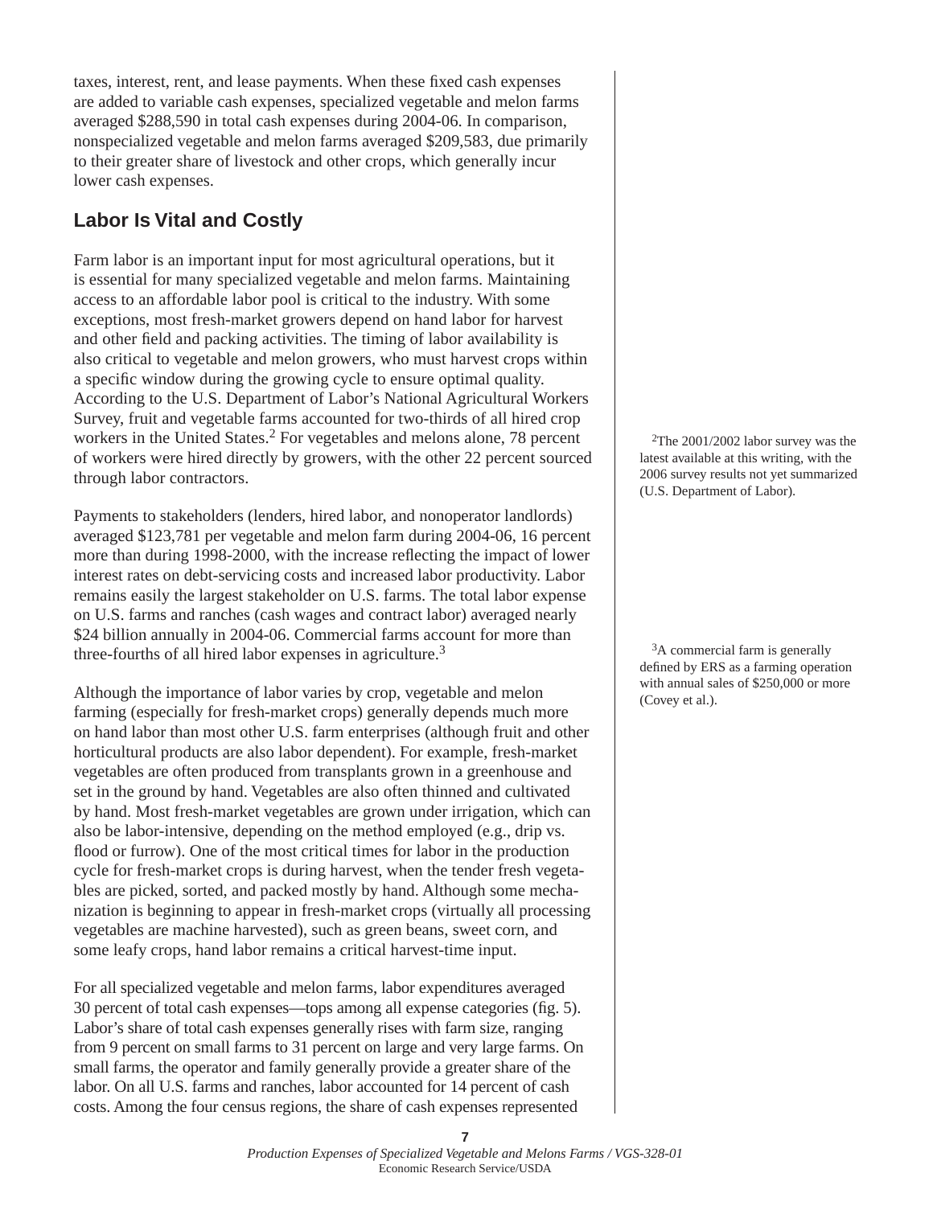taxes, interest, rent, and lease payments. When these fixed cash expenses are added to variable cash expenses, specialized vegetable and melon farms averaged $288,590 in total cash expenses during 2004-06. In comparison, nonspecialized vegetable and melon farms averaged $209,583, due primarily to their greater share of livestock and other crops, which generally incur lower cash expenses.

## Labor Is Vital and Costly

Farm labor is an important input for most agricultural operations, but it is essential for many specialized vegetable and melon farms. Maintaining access to an affordable labor pool is critical to the industry. With some exceptions, most fresh-market growers depend on hand labor for harvest and other field and packing activities. The timing of labor availability is also critical to vegetable and melon growers, who must harvest crops within a specific window during the growing cycle to ensure optimal quality. According to the U.S. Department of Labor's National Agricultural Workers Survey, fruit and vegetable farms accounted for two-thirds of all hired crop workers in the United States.[2] For vegetables and melons alone, 78 percent of workers were hired directly by growers, with the other 22 percent sourced through labor contractors.

Payments to stakeholders (lenders, hired labor, and nonoperator landlords) averaged $123,781 per vegetable and melon farm during 2004-06, 16 percent more than during 1998-2000, with the increase reflecting the impact of lower interest rates on debt-servicing costs and increased labor productivity. Labor remains easily the largest stakeholder on U.S. farms. The total labor expense on U.S. farms and ranches (cash wages and contract labor) averaged nearly $24 billion annually in 2004-06. Commercial farms account for more than three-fourths of all hired labor expenses in agriculture.[3]

Although the importance of labor varies by crop, vegetable and melon farming (especially for fresh-market crops) generally depends much more on hand labor than most other U.S. farm enterprises (although fruit and other horticultural products are also labor dependent). For example, fresh-market vegetables are often produced from transplants grown in a greenhouse and set in the ground by hand. Vegetables are also often thinned and cultivated by hand. Most fresh-market vegetables are grown under irrigation, which can also be labor-intensive, depending on the method employed (e.g., drip vs. flood or furrow). One of the most critical times for labor in the production cycle for fresh-market crops is during harvest, when the tender fresh vegetables are picked, sorted, and packed mostly by hand. Although some mechanization is beginning to appear in fresh-market crops (virtually all processing vegetables are machine harvested), such as green beans, sweet corn, and some leafy crops, hand labor remains a critical harvest-time input.

For all specialized vegetable and melon farms, labor expenditures averaged 30 percent of total cash expenses—tops among all expense categories (fig. 5). Labor's share of total cash expenses generally rises with farm size, ranging from 9 percent on small farms to 31 percent on large and very large farms. On small farms, the operator and family generally provide a greater share of the labor. On all U.S. farms and ranches, labor accounted for 14 percent of cash costs. Among the four census regions, the share of cash expenses represented

[2] The 2001/2002 labor survey was the latest available at this writing, with the 2006 survey results not yet summarized (U.S. Department of Labor).

[3] A commercial farm is generally defined by ERS as a farming operation with annual sales of $250,000 or more (Covey et al.).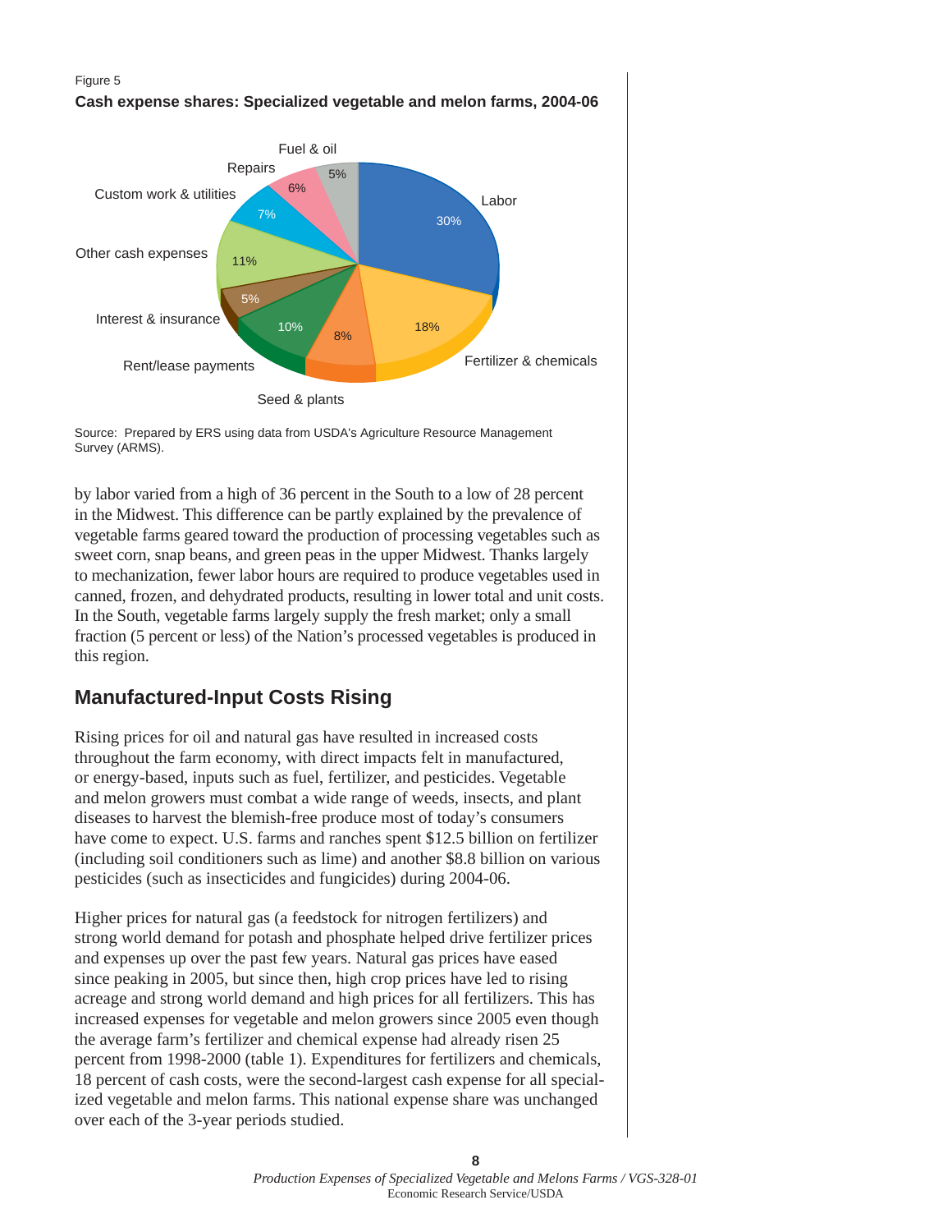Figure 5

**Cash expense shares: Specialized vegetable and melon farms, 2004-06**

Labor 30%; Fertilizer & chemicals 18%; Seed & plants 8%; Rent/lease payments 10%; Interest & insurance 5%; Other cash expenses 11%; Custom work & utilities 7%; Repairs 6%; Fuel & oil 5%

Source: Prepared by ERS using data from USDA's Agriculture Resource Management Survey (ARMS).

by labor varied from a high of 36 percent in the South to a low of 28 percent in the Midwest. This difference can be partly explained by the prevalence of vegetable farms geared toward the production of processing vegetables such as sweet corn, snap beans, and green peas in the upper Midwest. Thanks largely to mechanization, fewer labor hours are required to produce vegetables used in canned, frozen, and dehydrated products, resulting in lower total and unit costs. In the South, vegetable farms largely supply the fresh market; only a small fraction (5 percent or less) of the Nation's processed vegetables is produced in this region.

## Manufactured-Input Costs Rising

Rising prices for oil and natural gas have resulted in increased costs throughout the farm economy, with direct impacts felt in manufactured, or energy-based, inputs such as fuel, fertilizer, and pesticides. Vegetable and melon growers must combat a wide range of weeds, insects, and plant diseases to harvest the blemish-free produce most of today's consumers have come to expect. U.S. farms and ranches spent $12.5 billion on fertilizer (including soil conditioners such as lime) and another $8.8 billion on various pesticides (such as insecticides and fungicides) during 2004-06.

Higher prices for natural gas (a feedstock for nitrogen fertilizers) and strong world demand for potash and phosphate helped drive fertilizer prices and expenses up over the past few years. Natural gas prices have eased since peaking in 2005, but since then, high crop prices have led to rising acreage and strong world demand and high prices for all fertilizers. This has increased expenses for vegetable and melon growers since 2005 even though the average farm's fertilizer and chemical expense had already risen 25 percent from 1998-2000 (table 1). Expenditures for fertilizers and chemicals, 18 percent of cash costs, were the second-largest cash expense for all specialized vegetable and melon farms. This national expense share was unchanged over each of the 3-year periods studied.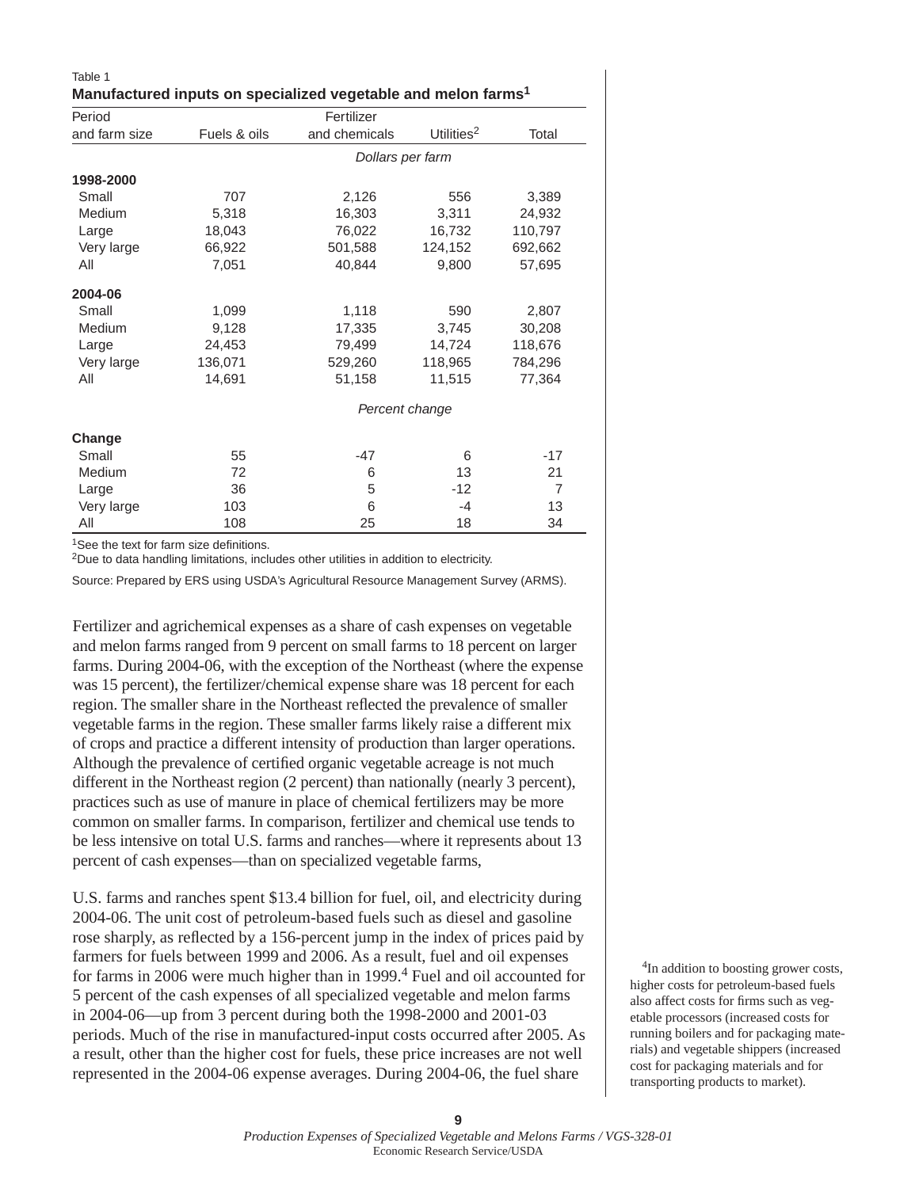Table 1

**Manufactured inputs on specialized vegetable and melon farms[1]**

| Period and farm size | Fuels & oils | Fertilizer and chemicals | Utilities[2] | Total |
|---|---|---|---|---|
| | *Dollars per farm* | | | |
| **1998-2000** | | | | |
| Small | 707 | 2,126 | 556 | 3,389 |
| Medium | 5,318 | 16,303 | 3,311 | 24,932 |
| Large | 18,043 | 76,022 | 16,732 | 110,797 |
| Very large | 66,922 | 501,588 | 124,152 | 692,662 |
| All | 7,051 | 40,844 | 9,800 | 57,695 |
| **2004-06** | | | | |
| Small | 1,099 | 1,118 | 590 | 2,807 |
| Medium | 9,128 | 17,335 | 3,745 | 30,208 |
| Large | 24,453 | 79,499 | 14,724 | 118,676 |
| Very large | 136,071 | 529,260 | 118,965 | 784,296 |
| All | 14,691 | 51,158 | 11,515 | 77,364 |
| | *Percent change* | | | |
| **Change** | | | | |
| Small | 55 | -47 | 6 | -17 |
| Medium | 72 | 6 | 13 | 21 |
| Large | 36 | 5 | -12 | 7 |
| Very large | 103 | 6 | -4 | 13 |
| All | 108 | 25 | 18 | 34 |

[1]See the text for farm size definitions.

[2]Due to data handling limitations, includes other utilities in addition to electricity.

Source: Prepared by ERS using USDA's Agricultural Resource Management Survey (ARMS).

Fertilizer and agrichemical expenses as a share of cash expenses on vegetable and melon farms ranged from 9 percent on small farms to 18 percent on larger farms. During 2004-06, with the exception of the Northeast (where the expense was 15 percent), the fertilizer/chemical expense share was 18 percent for each region. The smaller share in the Northeast reflected the prevalence of smaller vegetable farms in the region. These smaller farms likely raise a different mix of crops and practice a different intensity of production than larger operations. Although the prevalence of certified organic vegetable acreage is not much different in the Northeast region (2 percent) than nationally (nearly 3 percent), practices such as use of manure in place of chemical fertilizers may be more common on smaller farms. In comparison, fertilizer and chemical use tends to be less intensive on total U.S. farms and ranches—where it represents about 13 percent of cash expenses—than on specialized vegetable farms,

U.S. farms and ranches spent $13.4 billion for fuel, oil, and electricity during 2004-06. The unit cost of petroleum-based fuels such as diesel and gasoline rose sharply, as reflected by a 156-percent jump in the index of prices paid by farmers for fuels between 1999 and 2006. As a result, fuel and oil expenses for farms in 2006 were much higher than in 1999.[4] Fuel and oil accounted for 5 percent of the cash expenses of all specialized vegetable and melon farms in 2004-06—up from 3 percent during both the 1998-2000 and 2001-03 periods. Much of the rise in manufactured-input costs occurred after 2005. As a result, other than the higher cost for fuels, these price increases are not well represented in the 2004-06 expense averages. During 2004-06, the fuel share

[4]In addition to boosting grower costs, higher costs for petroleum-based fuels also affect costs for firms such as vegetable processors (increased costs for running boilers and for packaging materials) and vegetable shippers (increased cost for packaging materials and for transporting products to market).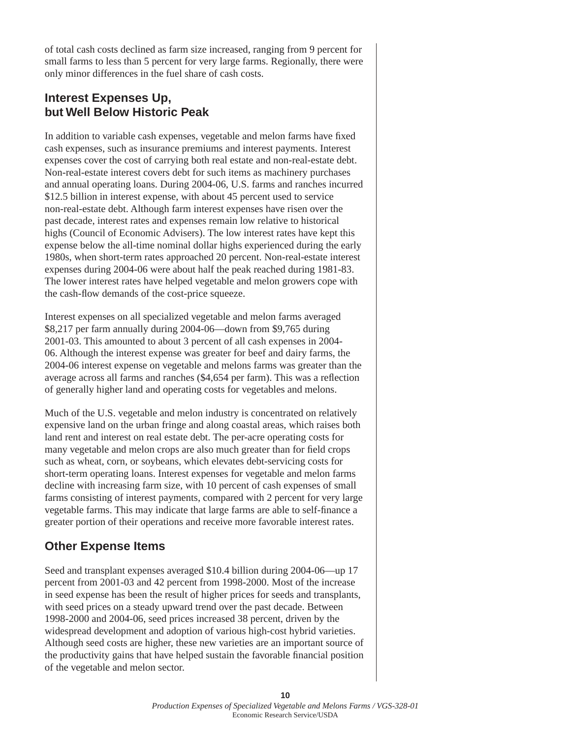of total cash costs declined as farm size increased, ranging from 9 percent for small farms to less than 5 percent for very large farms. Regionally, there were only minor differences in the fuel share of cash costs.

## Interest Expenses Up, but Well Below Historic Peak

In addition to variable cash expenses, vegetable and melon farms have fixed cash expenses, such as insurance premiums and interest payments. Interest expenses cover the cost of carrying both real estate and non-real-estate debt. Non-real-estate interest covers debt for such items as machinery purchases and annual operating loans. During 2004-06, U.S. farms and ranches incurred $12.5 billion in interest expense, with about 45 percent used to service non-real-estate debt. Although farm interest expenses have risen over the past decade, interest rates and expenses remain low relative to historical highs (Council of Economic Advisers). The low interest rates have kept this expense below the all-time nominal dollar highs experienced during the early 1980s, when short-term rates approached 20 percent. Non-real-estate interest expenses during 2004-06 were about half the peak reached during 1981-83. The lower interest rates have helped vegetable and melon growers cope with the cash-flow demands of the cost-price squeeze.

Interest expenses on all specialized vegetable and melon farms averaged $8,217 per farm annually during 2004-06—down from $9,765 during 2001-03. This amounted to about 3 percent of all cash expenses in 2004-06. Although the interest expense was greater for beef and dairy farms, the 2004-06 interest expense on vegetable and melons farms was greater than the average across all farms and ranches ($4,654 per farm). This was a reflection of generally higher land and operating costs for vegetables and melons.

Much of the U.S. vegetable and melon industry is concentrated on relatively expensive land on the urban fringe and along coastal areas, which raises both land rent and interest on real estate debt. The per-acre operating costs for many vegetable and melon crops are also much greater than for field crops such as wheat, corn, or soybeans, which elevates debt-servicing costs for short-term operating loans. Interest expenses for vegetable and melon farms decline with increasing farm size, with 10 percent of cash expenses of small farms consisting of interest payments, compared with 2 percent for very large vegetable farms. This may indicate that large farms are able to self-finance a greater portion of their operations and receive more favorable interest rates.

## Other Expense Items

Seed and transplant expenses averaged $10.4 billion during 2004-06—up 17 percent from 2001-03 and 42 percent from 1998-2000. Most of the increase in seed expense has been the result of higher prices for seeds and transplants, with seed prices on a steady upward trend over the past decade. Between 1998-2000 and 2004-06, seed prices increased 38 percent, driven by the widespread development and adoption of various high-cost hybrid varieties. Although seed costs are higher, these new varieties are an important source of the productivity gains that have helped sustain the favorable financial position of the vegetable and melon sector.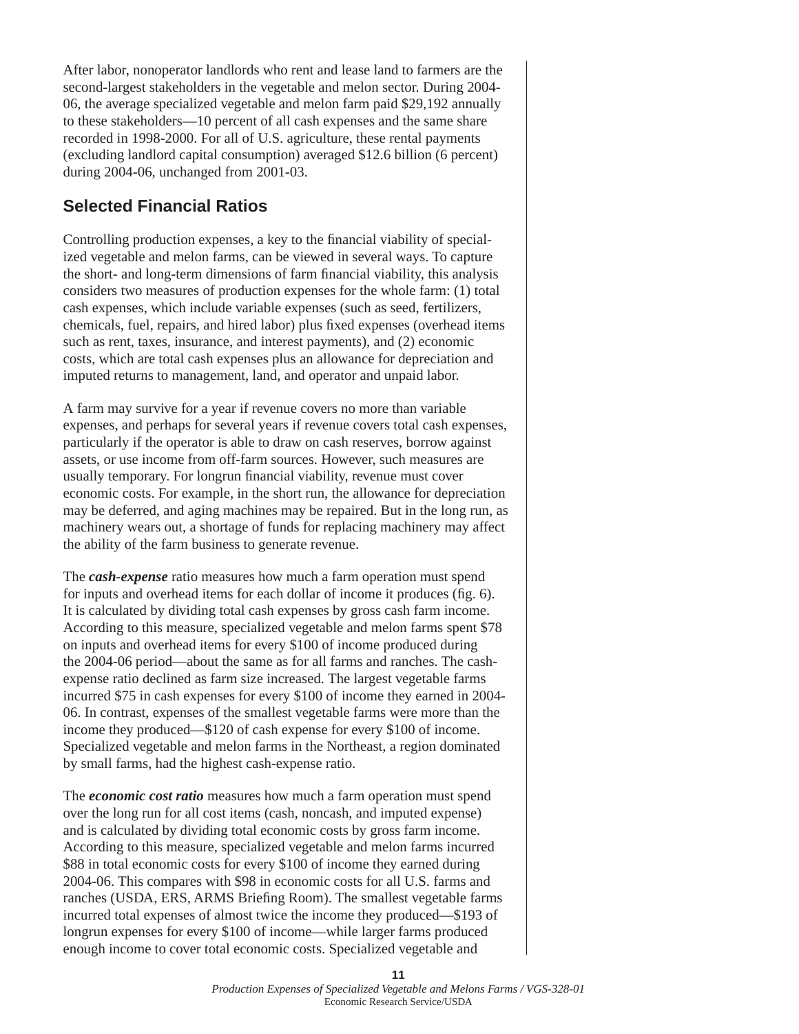After labor, nonoperator landlords who rent and lease land to farmers are the second-largest stakeholders in the vegetable and melon sector. During 2004-06, the average specialized vegetable and melon farm paid $29,192 annually to these stakeholders—10 percent of all cash expenses and the same share recorded in 1998-2000. For all of U.S. agriculture, these rental payments (excluding landlord capital consumption) averaged $12.6 billion (6 percent) during 2004-06, unchanged from 2001-03.

## Selected Financial Ratios

Controlling production expenses, a key to the financial viability of specialized vegetable and melon farms, can be viewed in several ways. To capture the short- and long-term dimensions of farm financial viability, this analysis considers two measures of production expenses for the whole farm: (1) total cash expenses, which include variable expenses (such as seed, fertilizers, chemicals, fuel, repairs, and hired labor) plus fixed expenses (overhead items such as rent, taxes, insurance, and interest payments), and (2) economic costs, which are total cash expenses plus an allowance for depreciation and imputed returns to management, land, and operator and unpaid labor.

A farm may survive for a year if revenue covers no more than variable expenses, and perhaps for several years if revenue covers total cash expenses, particularly if the operator is able to draw on cash reserves, borrow against assets, or use income from off-farm sources. However, such measures are usually temporary. For longrun financial viability, revenue must cover economic costs. For example, in the short run, the allowance for depreciation may be deferred, and aging machines may be repaired. But in the long run, as machinery wears out, a shortage of funds for replacing machinery may affect the ability of the farm business to generate revenue.

The ***cash-expense*** ratio measures how much a farm operation must spend for inputs and overhead items for each dollar of income it produces (fig. 6). It is calculated by dividing total cash expenses by gross cash farm income. According to this measure, specialized vegetable and melon farms spent $78 on inputs and overhead items for every $100 of income produced during the 2004-06 period—about the same as for all farms and ranches. The cash-expense ratio declined as farm size increased. The largest vegetable farms incurred $75 in cash expenses for every $100 of income they earned in 2004-06. In contrast, expenses of the smallest vegetable farms were more than the income they produced—$120 of cash expense for every $100 of income. Specialized vegetable and melon farms in the Northeast, a region dominated by small farms, had the highest cash-expense ratio.

The ***economic cost ratio*** measures how much a farm operation must spend over the long run for all cost items (cash, noncash, and imputed expense) and is calculated by dividing total economic costs by gross farm income. According to this measure, specialized vegetable and melon farms incurred $88 in total economic costs for every $100 of income they earned during 2004-06. This compares with $98 in economic costs for all U.S. farms and ranches (USDA, ERS, ARMS Briefing Room). The smallest vegetable farms incurred total expenses of almost twice the income they produced—$193 of longrun expenses for every $100 of income—while larger farms produced enough income to cover total economic costs. Specialized vegetable and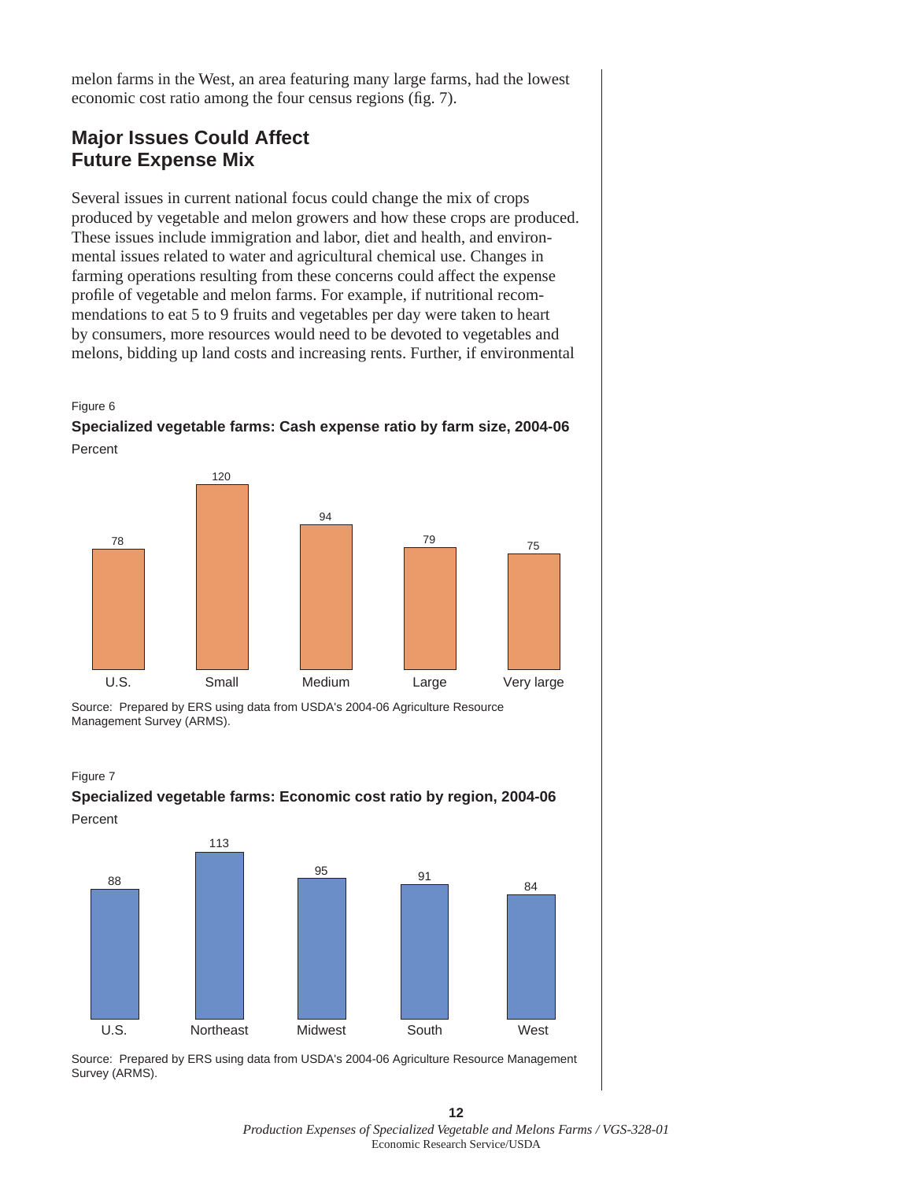melon farms in the West, an area featuring many large farms, had the lowest economic cost ratio among the four census regions (fig. 7).

## Major Issues Could Affect Future Expense Mix

Several issues in current national focus could change the mix of crops produced by vegetable and melon growers and how these crops are produced. These issues include immigration and labor, diet and health, and environmental issues related to water and agricultural chemical use. Changes in farming operations resulting from these concerns could affect the expense profile of vegetable and melon farms. For example, if nutritional recommendations to eat 5 to 9 fruits and vegetables per day were taken to heart by consumers, more resources would need to be devoted to vegetables and melons, bidding up land costs and increasing rents. Further, if environmental

Figure 6

**Specialized vegetable farms: Cash expense ratio by farm size, 2004-06**

Percent

| U.S. | Small | Medium | Large | Very large |
|---|---|---|---|---|
| 78 | 120 | 94 | 79 | 75 |

Source: Prepared by ERS using data from USDA's 2004-06 Agriculture Resource Management Survey (ARMS).

Figure 7

**Specialized vegetable farms: Economic cost ratio by region, 2004-06**

Percent

| U.S. | Northeast | Midwest | South | West |
|---|---|---|---|---|
| 88 | 113 | 95 | 91 | 84 |

Source: Prepared by ERS using data from USDA's 2004-06 Agriculture Resource Management Survey (ARMS).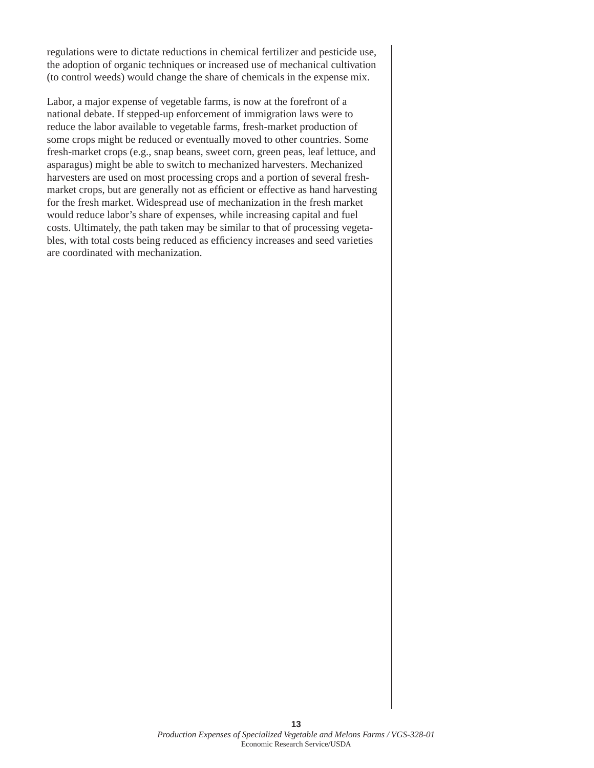regulations were to dictate reductions in chemical fertilizer and pesticide use, the adoption of organic techniques or increased use of mechanical cultivation (to control weeds) would change the share of chemicals in the expense mix.

Labor, a major expense of vegetable farms, is now at the forefront of a national debate. If stepped-up enforcement of immigration laws were to reduce the labor available to vegetable farms, fresh-market production of some crops might be reduced or eventually moved to other countries. Some fresh-market crops (e.g., snap beans, sweet corn, green peas, leaf lettuce, and asparagus) might be able to switch to mechanized harvesters. Mechanized harvesters are used on most processing crops and a portion of several fresh-market crops, but are generally not as efficient or effective as hand harvesting for the fresh market. Widespread use of mechanization in the fresh market would reduce labor's share of expenses, while increasing capital and fuel costs. Ultimately, the path taken may be similar to that of processing vegetables, with total costs being reduced as efficiency increases and seed varieties are coordinated with mechanization.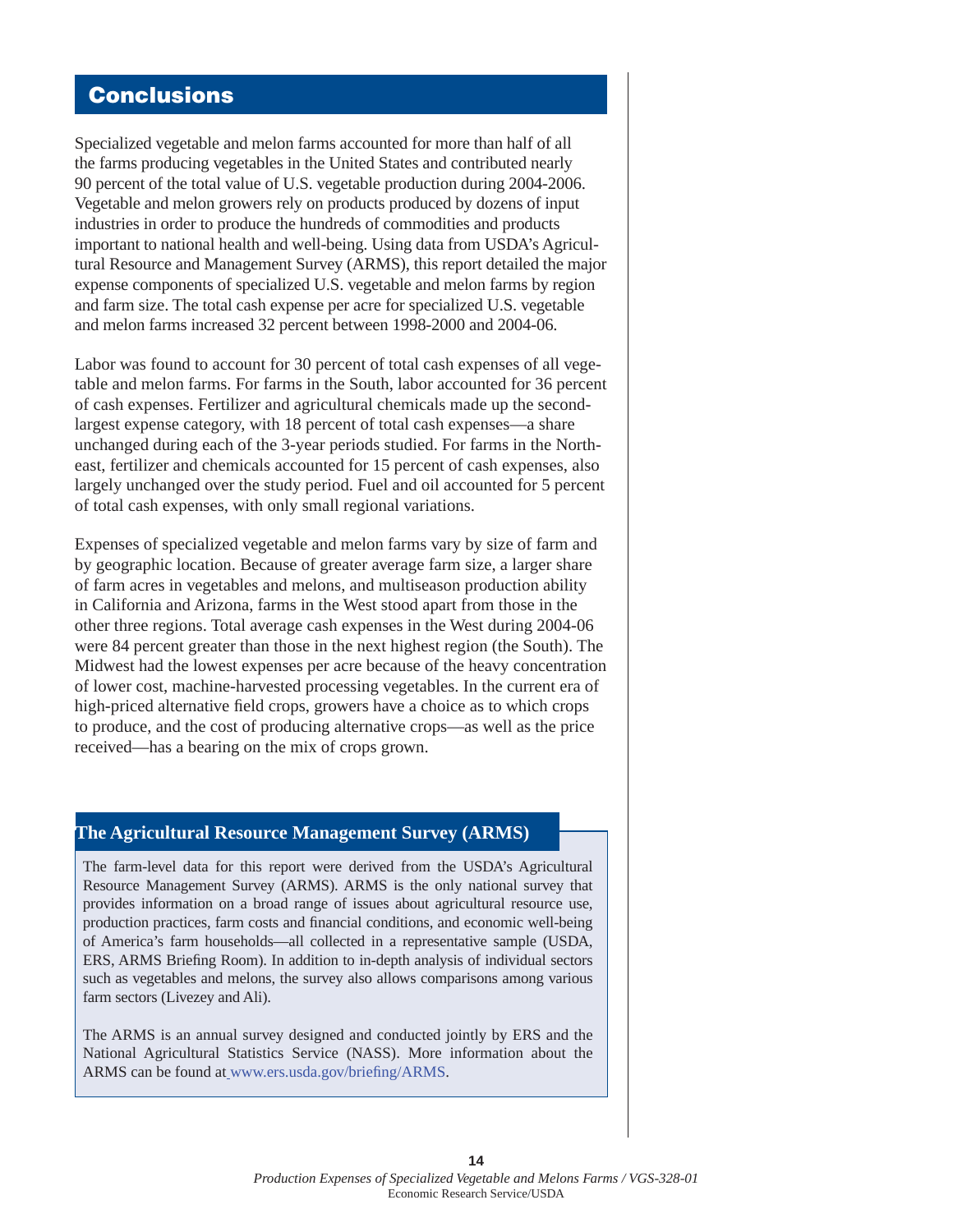## Conclusions

Specialized vegetable and melon farms accounted for more than half of all the farms producing vegetables in the United States and contributed nearly 90 percent of the total value of U.S. vegetable production during 2004-2006. Vegetable and melon growers rely on products produced by dozens of input industries in order to produce the hundreds of commodities and products important to national health and well-being. Using data from USDA's Agricultural Resource and Management Survey (ARMS), this report detailed the major expense components of specialized U.S. vegetable and melon farms by region and farm size. The total cash expense per acre for specialized U.S. vegetable and melon farms increased 32 percent between 1998-2000 and 2004-06.

Labor was found to account for 30 percent of total cash expenses of all vegetable and melon farms. For farms in the South, labor accounted for 36 percent of cash expenses. Fertilizer and agricultural chemicals made up the second-largest expense category, with 18 percent of total cash expenses—a share unchanged during each of the 3-year periods studied. For farms in the Northeast, fertilizer and chemicals accounted for 15 percent of cash expenses, also largely unchanged over the study period. Fuel and oil accounted for 5 percent of total cash expenses, with only small regional variations.

Expenses of specialized vegetable and melon farms vary by size of farm and by geographic location. Because of greater average farm size, a larger share of farm acres in vegetables and melons, and multiseason production ability in California and Arizona, farms in the West stood apart from those in the other three regions. Total average cash expenses in the West during 2004-06 were 84 percent greater than those in the next highest region (the South). The Midwest had the lowest expenses per acre because of the heavy concentration of lower cost, machine-harvested processing vegetables. In the current era of high-priced alternative field crops, growers have a choice as to which crops to produce, and the cost of producing alternative crops—as well as the price received—has a bearing on the mix of crops grown.

### The Agricultural Resource Management Survey (ARMS)

The farm-level data for this report were derived from the USDA's Agricultural Resource Management Survey (ARMS). ARMS is the only national survey that provides information on a broad range of issues about agricultural resource use, production practices, farm costs and financial conditions, and economic well-being of America's farm households—all collected in a representative sample (USDA, ERS, ARMS Briefing Room). In addition to in-depth analysis of individual sectors such as vegetables and melons, the survey also allows comparisons among various farm sectors (Livezey and Ali).

The ARMS is an annual survey designed and conducted jointly by ERS and the National Agricultural Statistics Service (NASS). More information about the ARMS can be found at www.ers.usda.gov/briefing/ARMS.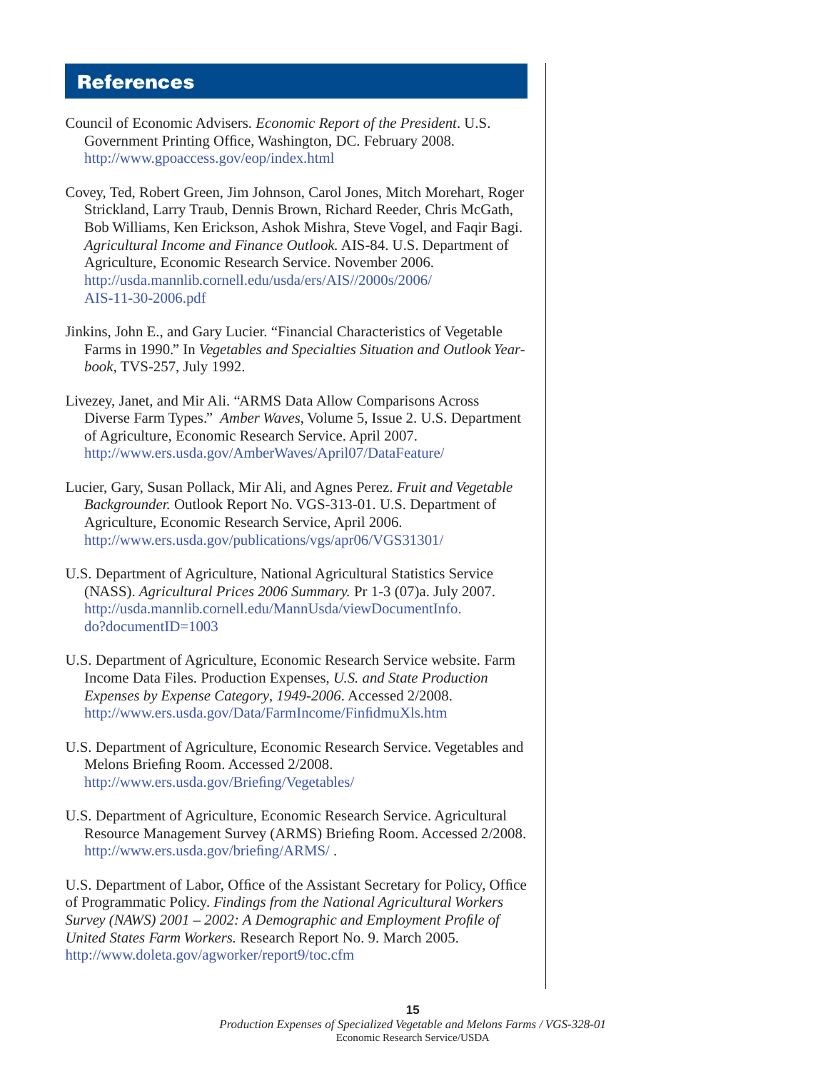## References

Council of Economic Advisers. *Economic Report of the President*. U.S. Government Printing Office, Washington, DC. February 2008. http://www.gpoaccess.gov/eop/index.html

Covey, Ted, Robert Green, Jim Johnson, Carol Jones, Mitch Morehart, Roger Strickland, Larry Traub, Dennis Brown, Richard Reeder, Chris McGath, Bob Williams, Ken Erickson, Ashok Mishra, Steve Vogel, and Faqir Bagi. *Agricultural Income and Finance Outlook.* AIS-84. U.S. Department of Agriculture, Economic Research Service. November 2006. http://usda.mannlib.cornell.edu/usda/ers/AIS//2000s/2006/AIS-11-30-2006.pdf

Jinkins, John E., and Gary Lucier. "Financial Characteristics of Vegetable Farms in 1990." In *Vegetables and Specialties Situation and Outlook Yearbook*, TVS-257, July 1992.

Livezey, Janet, and Mir Ali. "ARMS Data Allow Comparisons Across Diverse Farm Types." *Amber Waves*, Volume 5, Issue 2. U.S. Department of Agriculture, Economic Research Service. April 2007. http://www.ers.usda.gov/AmberWaves/April07/DataFeature/

Lucier, Gary, Susan Pollack, Mir Ali, and Agnes Perez. *Fruit and Vegetable Backgrounder.* Outlook Report No. VGS-313-01. U.S. Department of Agriculture, Economic Research Service, April 2006. http://www.ers.usda.gov/publications/vgs/apr06/VGS31301/

U.S. Department of Agriculture, National Agricultural Statistics Service (NASS). *Agricultural Prices 2006 Summary.* Pr 1-3 (07)a. July 2007. http://usda.mannlib.cornell.edu/MannUsda/viewDocumentInfo.do?documentID=1003

U.S. Department of Agriculture, Economic Research Service website. Farm Income Data Files. Production Expenses, *U.S. and State Production Expenses by Expense Category, 1949-2006*. Accessed 2/2008. http://www.ers.usda.gov/Data/FarmIncome/FinfidmuXls.htm

U.S. Department of Agriculture, Economic Research Service. Vegetables and Melons Briefing Room. Accessed 2/2008. http://www.ers.usda.gov/Briefing/Vegetables/

U.S. Department of Agriculture, Economic Research Service. Agricultural Resource Management Survey (ARMS) Briefing Room. Accessed 2/2008. http://www.ers.usda.gov/briefing/ARMS/ .

U.S. Department of Labor, Office of the Assistant Secretary for Policy, Office of Programmatic Policy. *Findings from the National Agricultural Workers Survey (NAWS) 2001 – 2002: A Demographic and Employment Profile of United States Farm Workers.* Research Report No. 9. March 2005. http://www.doleta.gov/agworker/report9/toc.cfm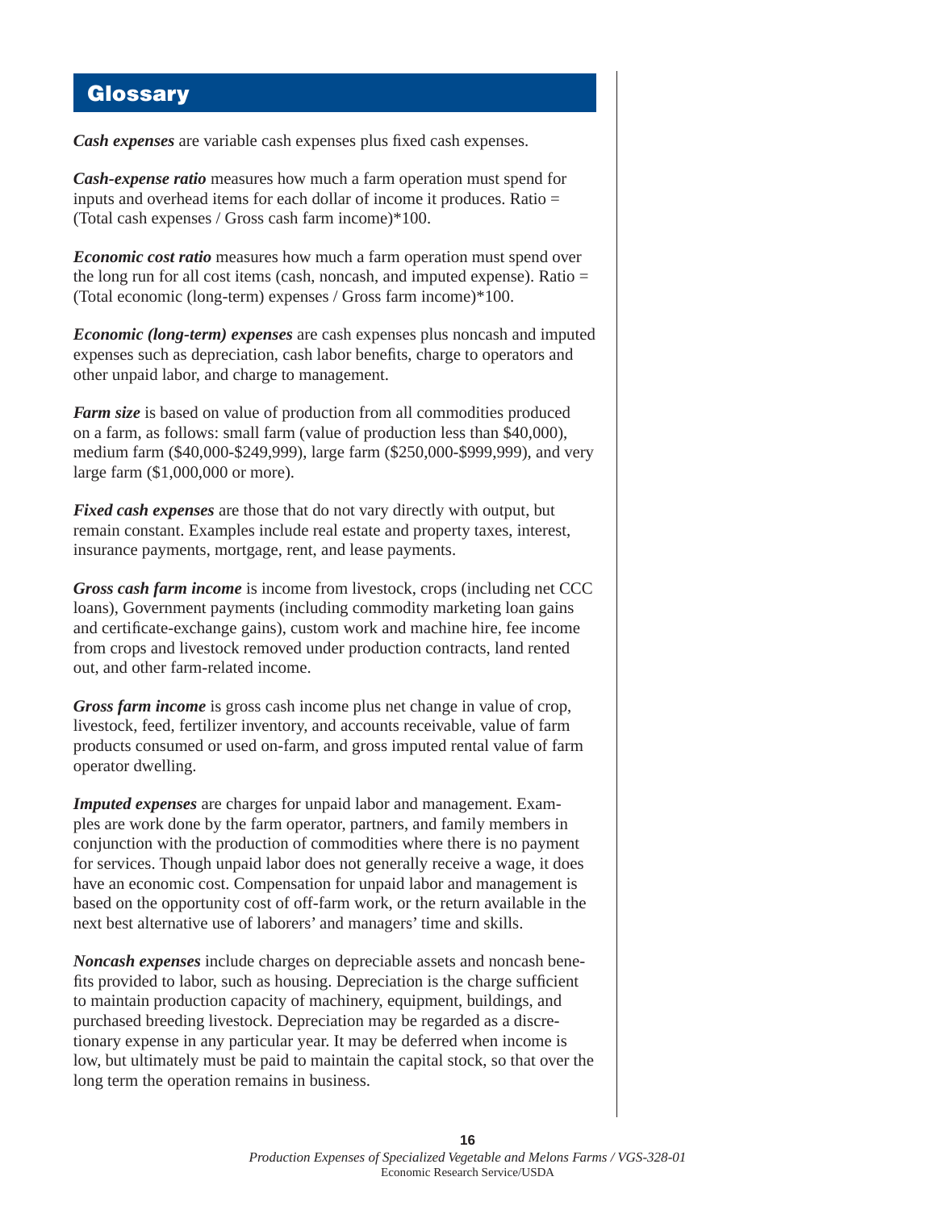## Glossary

***Cash expenses*** are variable cash expenses plus fixed cash expenses.

***Cash-expense ratio*** measures how much a farm operation must spend for inputs and overhead items for each dollar of income it produces. Ratio = (Total cash expenses / Gross cash farm income)*100.

***Economic cost ratio*** measures how much a farm operation must spend over the long run for all cost items (cash, noncash, and imputed expense). Ratio = (Total economic (long-term) expenses / Gross farm income)*100.

***Economic (long-term) expenses*** are cash expenses plus noncash and imputed expenses such as depreciation, cash labor benefits, charge to operators and other unpaid labor, and charge to management.

***Farm size*** is based on value of production from all commodities produced on a farm, as follows: small farm (value of production less than $40,000), medium farm ($40,000-$249,999), large farm ($250,000-$999,999), and very large farm ($1,000,000 or more).

***Fixed cash expenses*** are those that do not vary directly with output, but remain constant. Examples include real estate and property taxes, interest, insurance payments, mortgage, rent, and lease payments.

***Gross cash farm income*** is income from livestock, crops (including net CCC loans), Government payments (including commodity marketing loan gains and certificate-exchange gains), custom work and machine hire, fee income from crops and livestock removed under production contracts, land rented out, and other farm-related income.

***Gross farm income*** is gross cash income plus net change in value of crop, livestock, feed, fertilizer inventory, and accounts receivable, value of farm products consumed or used on-farm, and gross imputed rental value of farm operator dwelling.

***Imputed expenses*** are charges for unpaid labor and management. Examples are work done by the farm operator, partners, and family members in conjunction with the production of commodities where there is no payment for services. Though unpaid labor does not generally receive a wage, it does have an economic cost. Compensation for unpaid labor and management is based on the opportunity cost of off-farm work, or the return available in the next best alternative use of laborers' and managers' time and skills.

***Noncash expenses*** include charges on depreciable assets and noncash benefits provided to labor, such as housing. Depreciation is the charge sufficient to maintain production capacity of machinery, equipment, buildings, and purchased breeding livestock. Depreciation may be regarded as a discretionary expense in any particular year. It may be deferred when income is low, but ultimately must be paid to maintain the capital stock, so that over the long term the operation remains in business.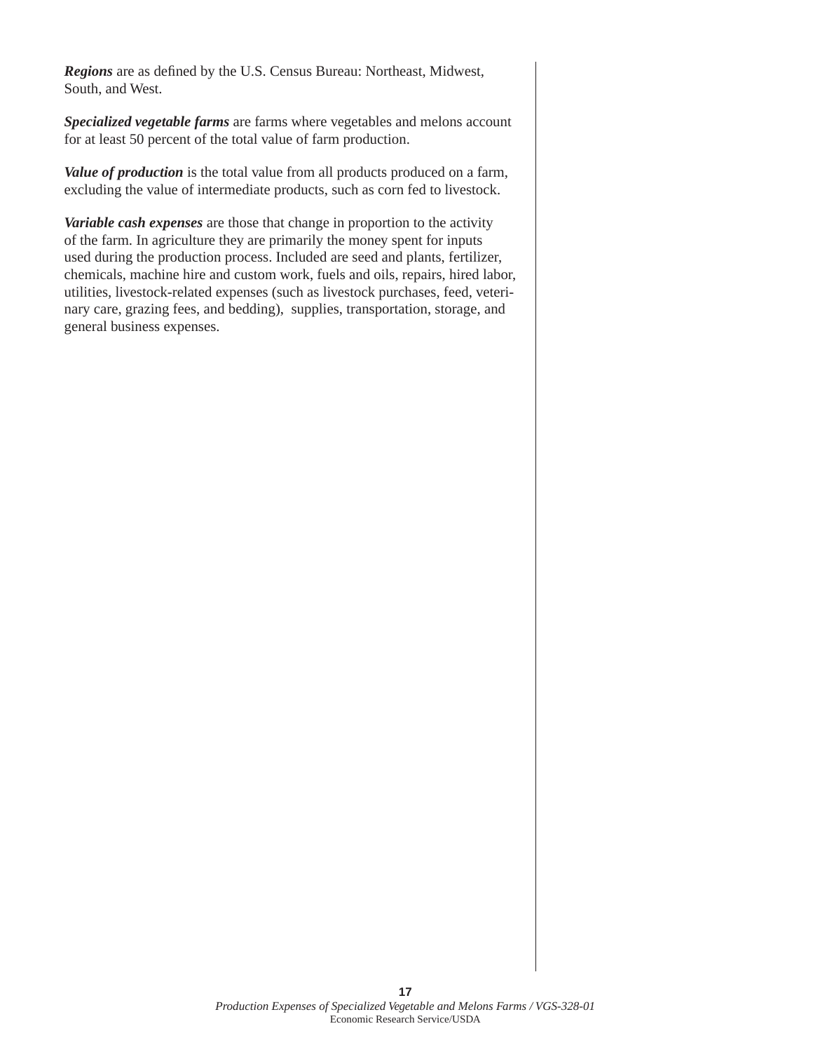***Regions*** are as defined by the U.S. Census Bureau: Northeast, Midwest, South, and West.

***Specialized vegetable farms*** are farms where vegetables and melons account for at least 50 percent of the total value of farm production.

***Value of production*** is the total value from all products produced on a farm, excluding the value of intermediate products, such as corn fed to livestock.

***Variable cash expenses*** are those that change in proportion to the activity of the farm. In agriculture they are primarily the money spent for inputs used during the production process. Included are seed and plants, fertilizer, chemicals, machine hire and custom work, fuels and oils, repairs, hired labor, utilities, livestock-related expenses (such as livestock purchases, feed, veterinary care, grazing fees, and bedding), supplies, transportation, storage, and general business expenses.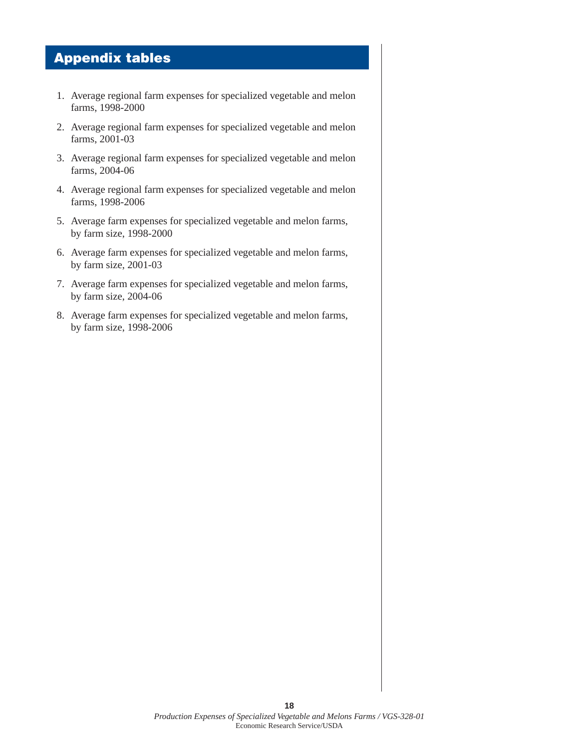# Appendix tables

1. Average regional farm expenses for specialized vegetable and melon farms, 1998-2000
2. Average regional farm expenses for specialized vegetable and melon farms, 2001-03
3. Average regional farm expenses for specialized vegetable and melon farms, 2004-06
4. Average regional farm expenses for specialized vegetable and melon farms, 1998-2006
5. Average farm expenses for specialized vegetable and melon farms, by farm size, 1998-2000
6. Average farm expenses for specialized vegetable and melon farms, by farm size, 2001-03
7. Average farm expenses for specialized vegetable and melon farms, by farm size, 2004-06
8. Average farm expenses for specialized vegetable and melon farms, by farm size, 1998-2006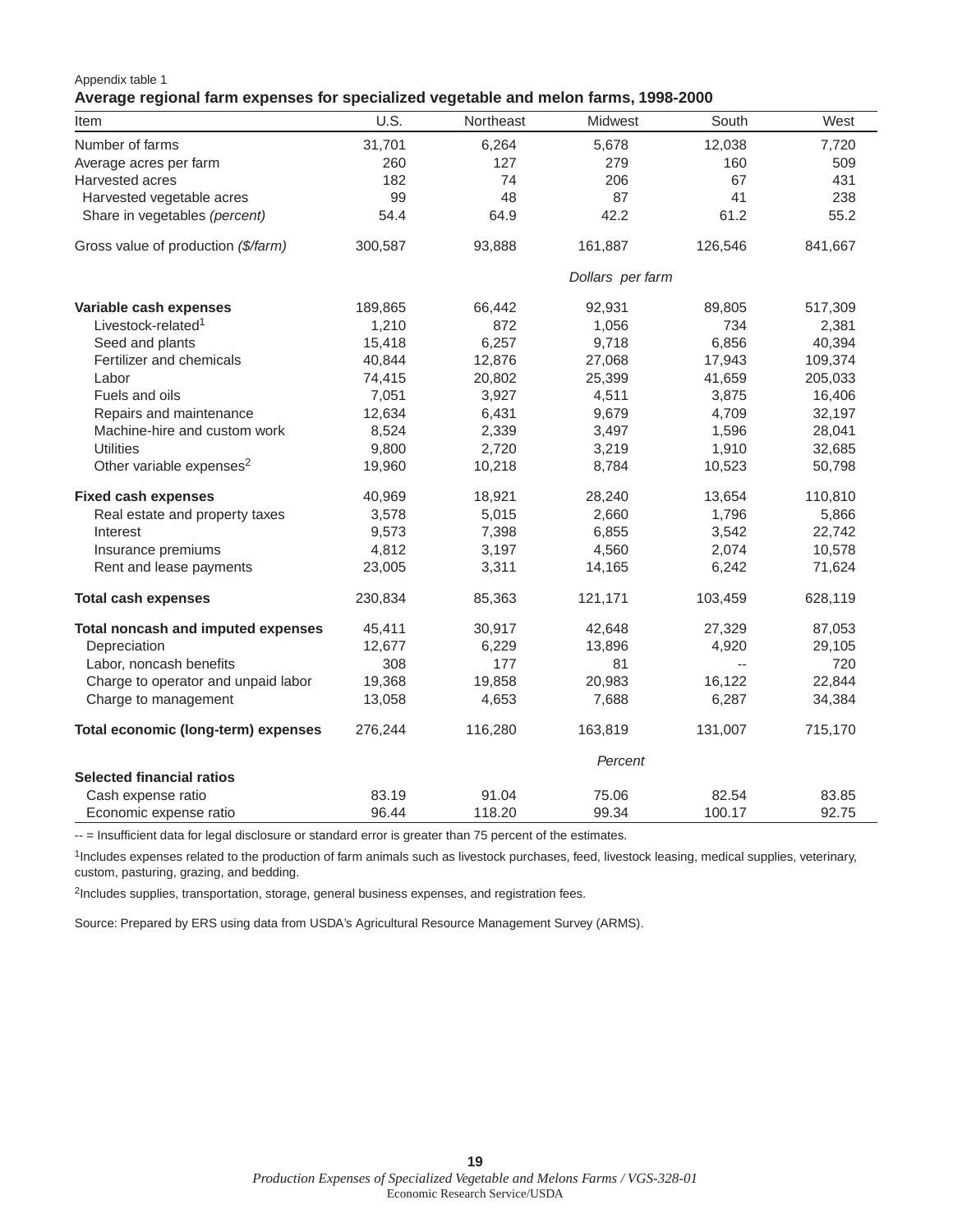Appendix table 1

**Average regional farm expenses for specialized vegetable and melon farms, 1998-2000**

| Item | U.S. | Northeast | Midwest | South | West |
|---|---|---|---|---|---|
| Number of farms | 31,701 | 6,264 | 5,678 | 12,038 | 7,720 |
| Average acres per farm | 260 | 127 | 279 | 160 | 509 |
| Harvested acres | 182 | 74 | 206 | 67 | 431 |
| Harvested vegetable acres | 99 | 48 | 87 | 41 | 238 |
| Share in vegetables *(percent)* | 54.4 | 64.9 | 42.2 | 61.2 | 55.2 |
| Gross value of production *($/farm)* | 300,587 | 93,888 | 161,887 | 126,546 | 841,667 |
| | | | *Dollars per farm* | | |
| **Variable cash expenses** | 189,865 | 66,442 | 92,931 | 89,805 | 517,309 |
| Livestock-related[1] | 1,210 | 872 | 1,056 | 734 | 2,381 |
| Seed and plants | 15,418 | 6,257 | 9,718 | 6,856 | 40,394 |
| Fertilizer and chemicals | 40,844 | 12,876 | 27,068 | 17,943 | 109,374 |
| Labor | 74,415 | 20,802 | 25,399 | 41,659 | 205,033 |
| Fuels and oils | 7,051 | 3,927 | 4,511 | 3,875 | 16,406 |
| Repairs and maintenance | 12,634 | 6,431 | 9,679 | 4,709 | 32,197 |
| Machine-hire and custom work | 8,524 | 2,339 | 3,497 | 1,596 | 28,041 |
| Utilities | 9,800 | 2,720 | 3,219 | 1,910 | 32,685 |
| Other variable expenses[2] | 19,960 | 10,218 | 8,784 | 10,523 | 50,798 |
| **Fixed cash expenses** | 40,969 | 18,921 | 28,240 | 13,654 | 110,810 |
| Real estate and property taxes | 3,578 | 5,015 | 2,660 | 1,796 | 5,866 |
| Interest | 9,573 | 7,398 | 6,855 | 3,542 | 22,742 |
| Insurance premiums | 4,812 | 3,197 | 4,560 | 2,074 | 10,578 |
| Rent and lease payments | 23,005 | 3,311 | 14,165 | 6,242 | 71,624 |
| **Total cash expenses** | 230,834 | 85,363 | 121,171 | 103,459 | 628,119 |
| **Total noncash and imputed expenses** | 45,411 | 30,917 | 42,648 | 27,329 | 87,053 |
| Depreciation | 12,677 | 6,229 | 13,896 | 4,920 | 29,105 |
| Labor, noncash benefits | 308 | 177 | 81 | -- | 720 |
| Charge to operator and unpaid labor | 19,368 | 19,858 | 20,983 | 16,122 | 22,844 |
| Charge to management | 13,058 | 4,653 | 7,688 | 6,287 | 34,384 |
| **Total economic (long-term) expenses** | 276,244 | 116,280 | 163,819 | 131,007 | 715,170 |
| | | | *Percent* | | |
| **Selected financial ratios** | | | | | |
| Cash expense ratio | 83.19 | 91.04 | 75.06 | 82.54 | 83.85 |
| Economic expense ratio | 96.44 | 118.20 | 99.34 | 100.17 | 92.75 |

-- = Insufficient data for legal disclosure or standard error is greater than 75 percent of the estimates.

[1]Includes expenses related to the production of farm animals such as livestock purchases, feed, livestock leasing, medical supplies, veterinary, custom, pasturing, grazing, and bedding.

[2]Includes supplies, transportation, storage, general business expenses, and registration fees.

Source: Prepared by ERS using data from USDA's Agricultural Resource Management Survey (ARMS).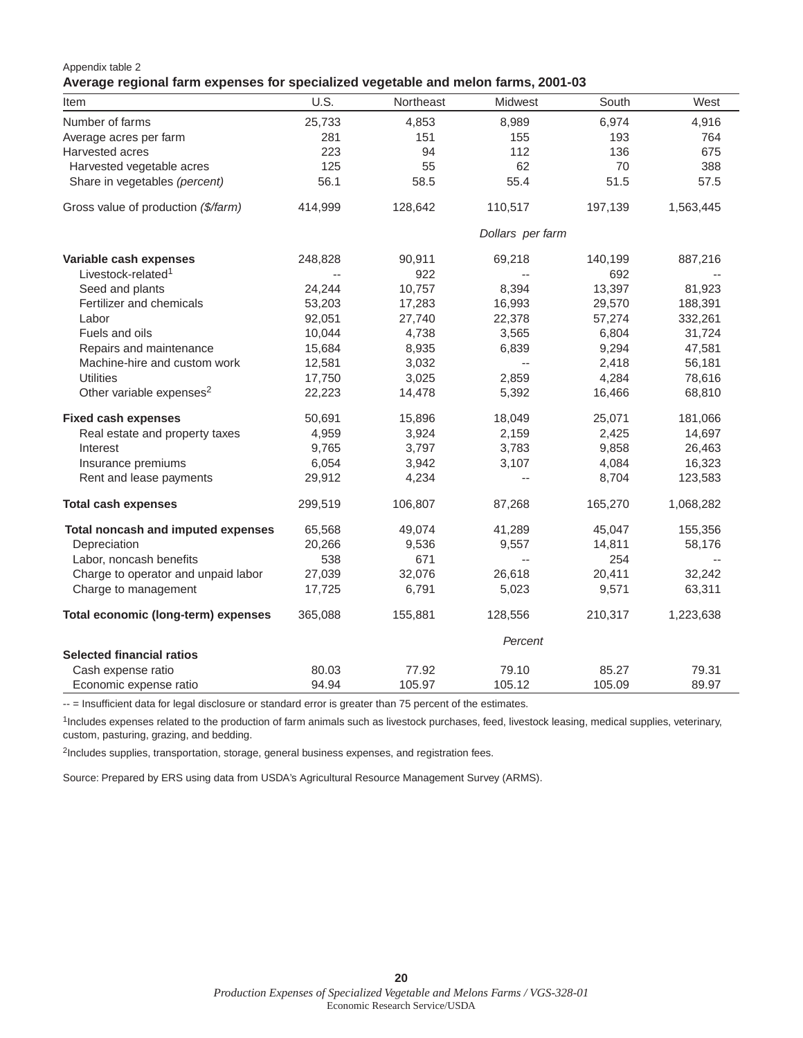Appendix table 2

**Average regional farm expenses for specialized vegetable and melon farms, 2001-03**

| Item | U.S. | Northeast | Midwest | South | West |
|---|---|---|---|---|---|
| Number of farms | 25,733 | 4,853 | 8,989 | 6,974 | 4,916 |
| Average acres per farm | 281 | 151 | 155 | 193 | 764 |
| Harvested acres | 223 | 94 | 112 | 136 | 675 |
| Harvested vegetable acres | 125 | 55 | 62 | 70 | 388 |
| Share in vegetables *(percent)* | 56.1 | 58.5 | 55.4 | 51.5 | 57.5 |
| Gross value of production *($/farm)* | 414,999 | 128,642 | 110,517 | 197,139 | 1,563,445 |
| | | | *Dollars per farm* | | |
| **Variable cash expenses** | 248,828 | 90,911 | 69,218 | 140,199 | 887,216 |
| Livestock-related[1] | -- | 922 | -- | 692 | -- |
| Seed and plants | 24,244 | 10,757 | 8,394 | 13,397 | 81,923 |
| Fertilizer and chemicals | 53,203 | 17,283 | 16,993 | 29,570 | 188,391 |
| Labor | 92,051 | 27,740 | 22,378 | 57,274 | 332,261 |
| Fuels and oils | 10,044 | 4,738 | 3,565 | 6,804 | 31,724 |
| Repairs and maintenance | 15,684 | 8,935 | 6,839 | 9,294 | 47,581 |
| Machine-hire and custom work | 12,581 | 3,032 | -- | 2,418 | 56,181 |
| Utilities | 17,750 | 3,025 | 2,859 | 4,284 | 78,616 |
| Other variable expenses[2] | 22,223 | 14,478 | 5,392 | 16,466 | 68,810 |
| **Fixed cash expenses** | 50,691 | 15,896 | 18,049 | 25,071 | 181,066 |
| Real estate and property taxes | 4,959 | 3,924 | 2,159 | 2,425 | 14,697 |
| Interest | 9,765 | 3,797 | 3,783 | 9,858 | 26,463 |
| Insurance premiums | 6,054 | 3,942 | 3,107 | 4,084 | 16,323 |
| Rent and lease payments | 29,912 | 4,234 | -- | 8,704 | 123,583 |
| **Total cash expenses** | 299,519 | 106,807 | 87,268 | 165,270 | 1,068,282 |
| **Total noncash and imputed expenses** | 65,568 | 49,074 | 41,289 | 45,047 | 155,356 |
| Depreciation | 20,266 | 9,536 | 9,557 | 14,811 | 58,176 |
| Labor, noncash benefits | 538 | 671 | -- | 254 | -- |
| Charge to operator and unpaid labor | 27,039 | 32,076 | 26,618 | 20,411 | 32,242 |
| Charge to management | 17,725 | 6,791 | 5,023 | 9,571 | 63,311 |
| **Total economic (long-term) expenses** | 365,088 | 155,881 | 128,556 | 210,317 | 1,223,638 |
| | | | *Percent* | | |
| **Selected financial ratios** | | | | | |
| Cash expense ratio | 80.03 | 77.92 | 79.10 | 85.27 | 79.31 |
| Economic expense ratio | 94.94 | 105.97 | 105.12 | 105.09 | 89.97 |

-- = Insufficient data for legal disclosure or standard error is greater than 75 percent of the estimates.

[1]Includes expenses related to the production of farm animals such as livestock purchases, feed, livestock leasing, medical supplies, veterinary, custom, pasturing, grazing, and bedding.

[2]Includes supplies, transportation, storage, general business expenses, and registration fees.

Source: Prepared by ERS using data from USDA's Agricultural Resource Management Survey (ARMS).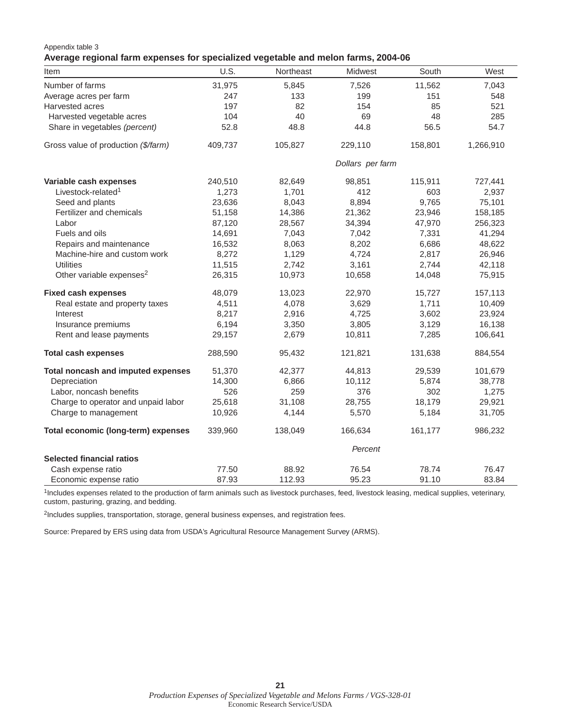Appendix table 3

**Average regional farm expenses for specialized vegetable and melon farms, 2004-06**

| Item | U.S. | Northeast | Midwest | South | West |
|---|---|---|---|---|---|
| Number of farms | 31,975 | 5,845 | 7,526 | 11,562 | 7,043 |
| Average acres per farm | 247 | 133 | 199 | 151 | 548 |
| Harvested acres | 197 | 82 | 154 | 85 | 521 |
| Harvested vegetable acres | 104 | 40 | 69 | 48 | 285 |
| Share in vegetables *(percent)* | 52.8 | 48.8 | 44.8 | 56.5 | 54.7 |
| Gross value of production *($/farm)* | 409,737 | 105,827 | 229,110 | 158,801 | 1,266,910 |
| | | | *Dollars per farm* | | |
| **Variable cash expenses** | 240,510 | 82,649 | 98,851 | 115,911 | 727,441 |
| Livestock-related[1] | 1,273 | 1,701 | 412 | 603 | 2,937 |
| Seed and plants | 23,636 | 8,043 | 8,894 | 9,765 | 75,101 |
| Fertilizer and chemicals | 51,158 | 14,386 | 21,362 | 23,946 | 158,185 |
| Labor | 87,120 | 28,567 | 34,394 | 47,970 | 256,323 |
| Fuels and oils | 14,691 | 7,043 | 7,042 | 7,331 | 41,294 |
| Repairs and maintenance | 16,532 | 8,063 | 8,202 | 6,686 | 48,622 |
| Machine-hire and custom work | 8,272 | 1,129 | 4,724 | 2,817 | 26,946 |
| Utilities | 11,515 | 2,742 | 3,161 | 2,744 | 42,118 |
| Other variable expenses[2] | 26,315 | 10,973 | 10,658 | 14,048 | 75,915 |
| **Fixed cash expenses** | 48,079 | 13,023 | 22,970 | 15,727 | 157,113 |
| Real estate and property taxes | 4,511 | 4,078 | 3,629 | 1,711 | 10,409 |
| Interest | 8,217 | 2,916 | 4,725 | 3,602 | 23,924 |
| Insurance premiums | 6,194 | 3,350 | 3,805 | 3,129 | 16,138 |
| Rent and lease payments | 29,157 | 2,679 | 10,811 | 7,285 | 106,641 |
| **Total cash expenses** | 288,590 | 95,432 | 121,821 | 131,638 | 884,554 |
| **Total noncash and imputed expenses** | 51,370 | 42,377 | 44,813 | 29,539 | 101,679 |
| Depreciation | 14,300 | 6,866 | 10,112 | 5,874 | 38,778 |
| Labor, noncash benefits | 526 | 259 | 376 | 302 | 1,275 |
| Charge to operator and unpaid labor | 25,618 | 31,108 | 28,755 | 18,179 | 29,921 |
| Charge to management | 10,926 | 4,144 | 5,570 | 5,184 | 31,705 |
| **Total economic (long-term) expenses** | 339,960 | 138,049 | 166,634 | 161,177 | 986,232 |
| | | | *Percent* | | |
| **Selected financial ratios** | | | | | |
| Cash expense ratio | 77.50 | 88.92 | 76.54 | 78.74 | 76.47 |
| Economic expense ratio | 87.93 | 112.93 | 95.23 | 91.10 | 83.84 |

[1]Includes expenses related to the production of farm animals such as livestock purchases, feed, livestock leasing, medical supplies, veterinary, custom, pasturing, grazing, and bedding.

[2]Includes supplies, transportation, storage, general business expenses, and registration fees.

Source: Prepared by ERS using data from USDA's Agricultural Resource Management Survey (ARMS).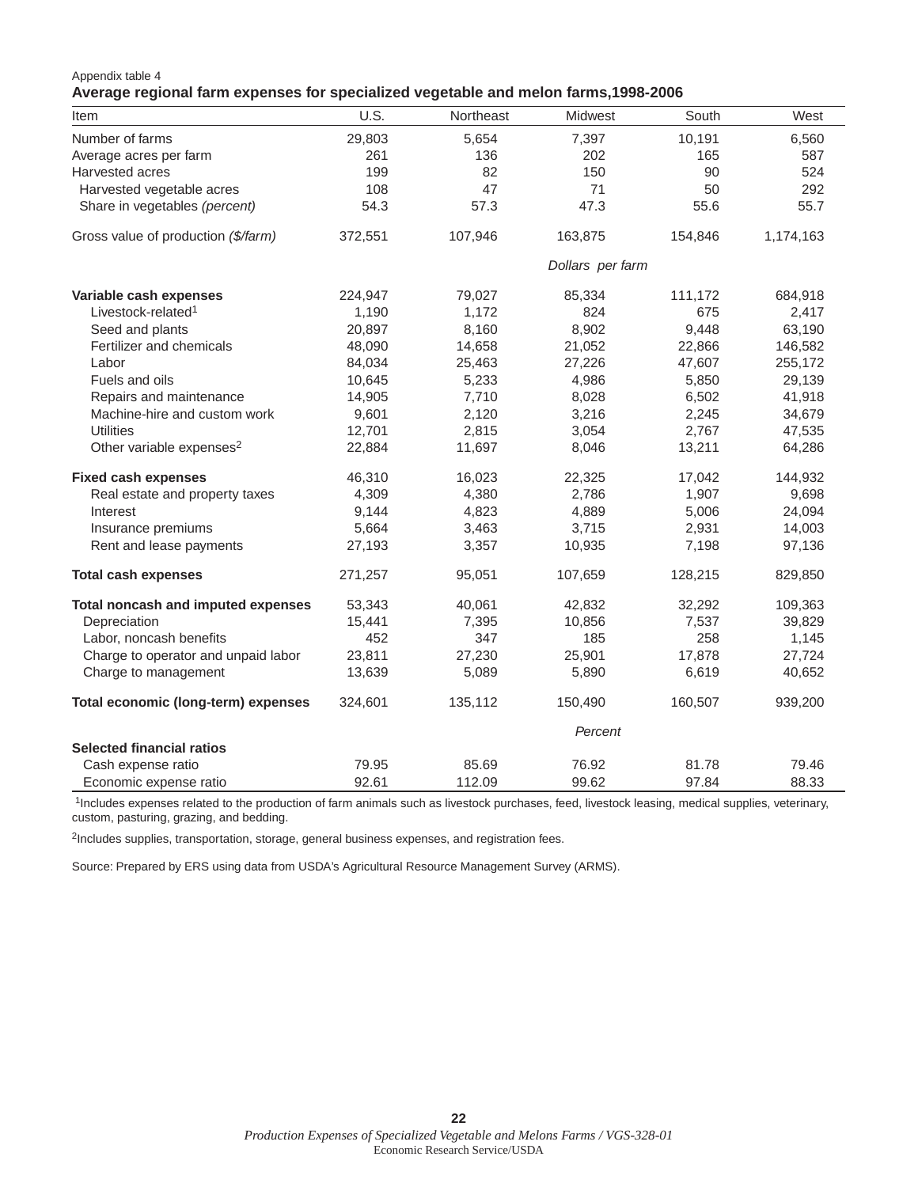Appendix table 4

**Average regional farm expenses for specialized vegetable and melon farms,1998-2006**

| Item | U.S. | Northeast | Midwest | South | West |
|---|---|---|---|---|---|
| Number of farms | 29,803 | 5,654 | 7,397 | 10,191 | 6,560 |
| Average acres per farm | 261 | 136 | 202 | 165 | 587 |
| Harvested acres | 199 | 82 | 150 | 90 | 524 |
| Harvested vegetable acres | 108 | 47 | 71 | 50 | 292 |
| Share in vegetables *(percent)* | 54.3 | 57.3 | 47.3 | 55.6 | 55.7 |
| Gross value of production *($/farm)* | 372,551 | 107,946 | 163,875 | 154,846 | 1,174,163 |
| | | | *Dollars per farm* | | |
| **Variable cash expenses** | 224,947 | 79,027 | 85,334 | 111,172 | 684,918 |
| Livestock-related[1] | 1,190 | 1,172 | 824 | 675 | 2,417 |
| Seed and plants | 20,897 | 8,160 | 8,902 | 9,448 | 63,190 |
| Fertilizer and chemicals | 48,090 | 14,658 | 21,052 | 22,866 | 146,582 |
| Labor | 84,034 | 25,463 | 27,226 | 47,607 | 255,172 |
| Fuels and oils | 10,645 | 5,233 | 4,986 | 5,850 | 29,139 |
| Repairs and maintenance | 14,905 | 7,710 | 8,028 | 6,502 | 41,918 |
| Machine-hire and custom work | 9,601 | 2,120 | 3,216 | 2,245 | 34,679 |
| Utilities | 12,701 | 2,815 | 3,054 | 2,767 | 47,535 |
| Other variable expenses[2] | 22,884 | 11,697 | 8,046 | 13,211 | 64,286 |
| **Fixed cash expenses** | 46,310 | 16,023 | 22,325 | 17,042 | 144,932 |
| Real estate and property taxes | 4,309 | 4,380 | 2,786 | 1,907 | 9,698 |
| Interest | 9,144 | 4,823 | 4,889 | 5,006 | 24,094 |
| Insurance premiums | 5,664 | 3,463 | 3,715 | 2,931 | 14,003 |
| Rent and lease payments | 27,193 | 3,357 | 10,935 | 7,198 | 97,136 |
| **Total cash expenses** | 271,257 | 95,051 | 107,659 | 128,215 | 829,850 |
| **Total noncash and imputed expenses** | 53,343 | 40,061 | 42,832 | 32,292 | 109,363 |
| Depreciation | 15,441 | 7,395 | 10,856 | 7,537 | 39,829 |
| Labor, noncash benefits | 452 | 347 | 185 | 258 | 1,145 |
| Charge to operator and unpaid labor | 23,811 | 27,230 | 25,901 | 17,878 | 27,724 |
| Charge to management | 13,639 | 5,089 | 5,890 | 6,619 | 40,652 |
| **Total economic (long-term) expenses** | 324,601 | 135,112 | 150,490 | 160,507 | 939,200 |
| | | | *Percent* | | |
| **Selected financial ratios** | | | | | |
| Cash expense ratio | 79.95 | 85.69 | 76.92 | 81.78 | 79.46 |
| Economic expense ratio | 92.61 | 112.09 | 99.62 | 97.84 | 88.33 |

[1]Includes expenses related to the production of farm animals such as livestock purchases, feed, livestock leasing, medical supplies, veterinary, custom, pasturing, grazing, and bedding.

[2]Includes supplies, transportation, storage, general business expenses, and registration fees.

Source: Prepared by ERS using data from USDA's Agricultural Resource Management Survey (ARMS).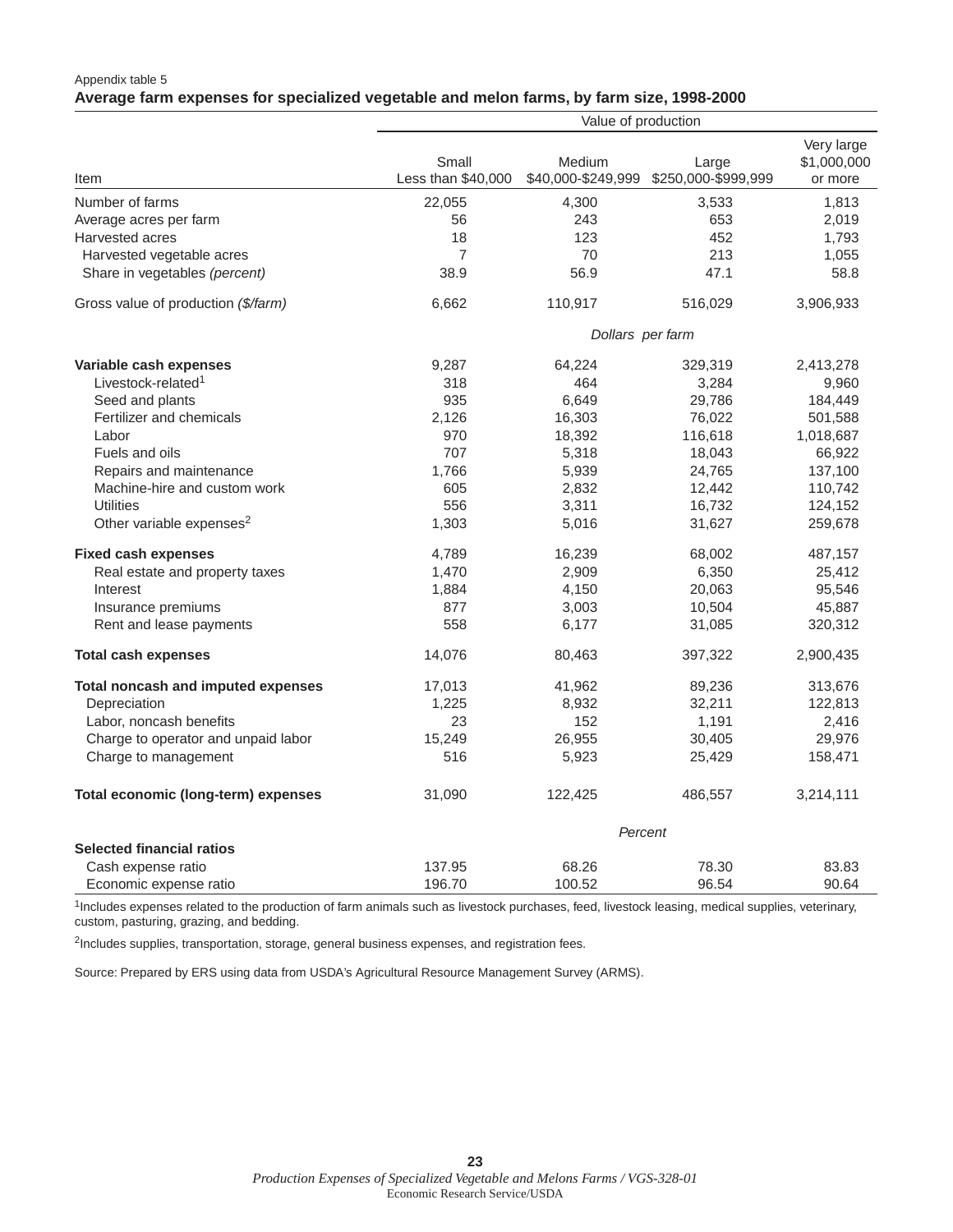Appendix table 5

**Average farm expenses for specialized vegetable and melon farms, by farm size, 1998-2000**

| Item | Value of production | | | |
|---|---|---|---|---|
| | Small Less than $40,000 | Medium $40,000-$249,999 | Large $250,000-$999,999 | Very large $1,000,000 or more |
| Number of farms | 22,055 | 4,300 | 3,533 | 1,813 |
| Average acres per farm | 56 | 243 | 653 | 2,019 |
| Harvested acres | 18 | 123 | 452 | 1,793 |
| Harvested vegetable acres | 7 | 70 | 213 | 1,055 |
| Share in vegetables *(percent)* | 38.9 | 56.9 | 47.1 | 58.8 |
| Gross value of production *($/farm)* | 6,662 | 110,917 | 516,029 | 3,906,933 |
| | *Dollars per farm* | | | |
| **Variable cash expenses** | 9,287 | 64,224 | 329,319 | 2,413,278 |
| Livestock-related[1] | 318 | 464 | 3,284 | 9,960 |
| Seed and plants | 935 | 6,649 | 29,786 | 184,449 |
| Fertilizer and chemicals | 2,126 | 16,303 | 76,022 | 501,588 |
| Labor | 970 | 18,392 | 116,618 | 1,018,687 |
| Fuels and oils | 707 | 5,318 | 18,043 | 66,922 |
| Repairs and maintenance | 1,766 | 5,939 | 24,765 | 137,100 |
| Machine-hire and custom work | 605 | 2,832 | 12,442 | 110,742 |
| Utilities | 556 | 3,311 | 16,732 | 124,152 |
| Other variable expenses[2] | 1,303 | 5,016 | 31,627 | 259,678 |
| **Fixed cash expenses** | 4,789 | 16,239 | 68,002 | 487,157 |
| Real estate and property taxes | 1,470 | 2,909 | 6,350 | 25,412 |
| Interest | 1,884 | 4,150 | 20,063 | 95,546 |
| Insurance premiums | 877 | 3,003 | 10,504 | 45,887 |
| Rent and lease payments | 558 | 6,177 | 31,085 | 320,312 |
| **Total cash expenses** | 14,076 | 80,463 | 397,322 | 2,900,435 |
| **Total noncash and imputed expenses** | 17,013 | 41,962 | 89,236 | 313,676 |
| Depreciation | 1,225 | 8,932 | 32,211 | 122,813 |
| Labor, noncash benefits | 23 | 152 | 1,191 | 2,416 |
| Charge to operator and unpaid labor | 15,249 | 26,955 | 30,405 | 29,976 |
| Charge to management | 516 | 5,923 | 25,429 | 158,471 |
| **Total economic (long-term) expenses** | 31,090 | 122,425 | 486,557 | 3,214,111 |
| | *Percent* | | | |
| **Selected financial ratios** | | | | |
| Cash expense ratio | 137.95 | 68.26 | 78.30 | 83.83 |
| Economic expense ratio | 196.70 | 100.52 | 96.54 | 90.64 |

[1]Includes expenses related to the production of farm animals such as livestock purchases, feed, livestock leasing, medical supplies, veterinary, custom, pasturing, grazing, and bedding.

[2]Includes supplies, transportation, storage, general business expenses, and registration fees.

Source: Prepared by ERS using data from USDA's Agricultural Resource Management Survey (ARMS).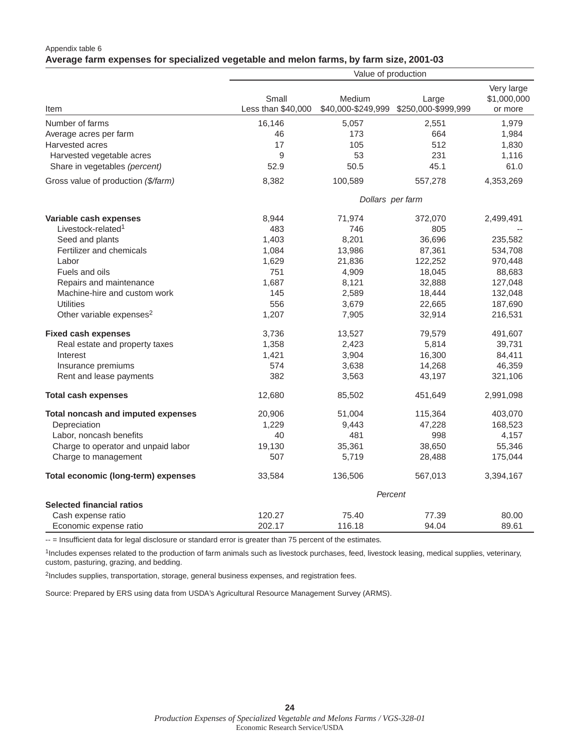Appendix table 6

**Average farm expenses for specialized vegetable and melon farms, by farm size, 2001-03**

| Item | Value of production | | | |
|---|---|---|---|---|
| | Small Less than $40,000 | Medium $40,000-$249,999 | Large $250,000-$999,999 | Very large $1,000,000 or more |
| Number of farms | 16,146 | 5,057 | 2,551 | 1,979 |
| Average acres per farm | 46 | 173 | 664 | 1,984 |
| Harvested acres | 17 | 105 | 512 | 1,830 |
| Harvested vegetable acres | 9 | 53 | 231 | 1,116 |
| Share in vegetables *(percent)* | 52.9 | 50.5 | 45.1 | 61.0 |
| Gross value of production *($/farm)* | 8,382 | 100,589 | 557,278 | 4,353,269 |
| | *Dollars per farm* | | | |
| **Variable cash expenses** | 8,944 | 71,974 | 372,070 | 2,499,491 |
| Livestock-related[1] | 483 | 746 | 805 | -- |
| Seed and plants | 1,403 | 8,201 | 36,696 | 235,582 |
| Fertilizer and chemicals | 1,084 | 13,986 | 87,361 | 534,708 |
| Labor | 1,629 | 21,836 | 122,252 | 970,448 |
| Fuels and oils | 751 | 4,909 | 18,045 | 88,683 |
| Repairs and maintenance | 1,687 | 8,121 | 32,888 | 127,048 |
| Machine-hire and custom work | 145 | 2,589 | 18,444 | 132,048 |
| Utilities | 556 | 3,679 | 22,665 | 187,690 |
| Other variable expenses[2] | 1,207 | 7,905 | 32,914 | 216,531 |
| **Fixed cash expenses** | 3,736 | 13,527 | 79,579 | 491,607 |
| Real estate and property taxes | 1,358 | 2,423 | 5,814 | 39,731 |
| Interest | 1,421 | 3,904 | 16,300 | 84,411 |
| Insurance premiums | 574 | 3,638 | 14,268 | 46,359 |
| Rent and lease payments | 382 | 3,563 | 43,197 | 321,106 |
| **Total cash expenses** | 12,680 | 85,502 | 451,649 | 2,991,098 |
| **Total noncash and imputed expenses** | 20,906 | 51,004 | 115,364 | 403,070 |
| Depreciation | 1,229 | 9,443 | 47,228 | 168,523 |
| Labor, noncash benefits | 40 | 481 | 998 | 4,157 |
| Charge to operator and unpaid labor | 19,130 | 35,361 | 38,650 | 55,346 |
| Charge to management | 507 | 5,719 | 28,488 | 175,044 |
| **Total economic (long-term) expenses** | 33,584 | 136,506 | 567,013 | 3,394,167 |
| | *Percent* | | | |
| **Selected financial ratios** | | | | |
| Cash expense ratio | 120.27 | 75.40 | 77.39 | 80.00 |
| Economic expense ratio | 202.17 | 116.18 | 94.04 | 89.61 |

-- = Insufficient data for legal disclosure or standard error is greater than 75 percent of the estimates.

[1]Includes expenses related to the production of farm animals such as livestock purchases, feed, livestock leasing, medical supplies, veterinary, custom, pasturing, grazing, and bedding.

[2]Includes supplies, transportation, storage, general business expenses, and registration fees.

Source: Prepared by ERS using data from USDA's Agricultural Resource Management Survey (ARMS).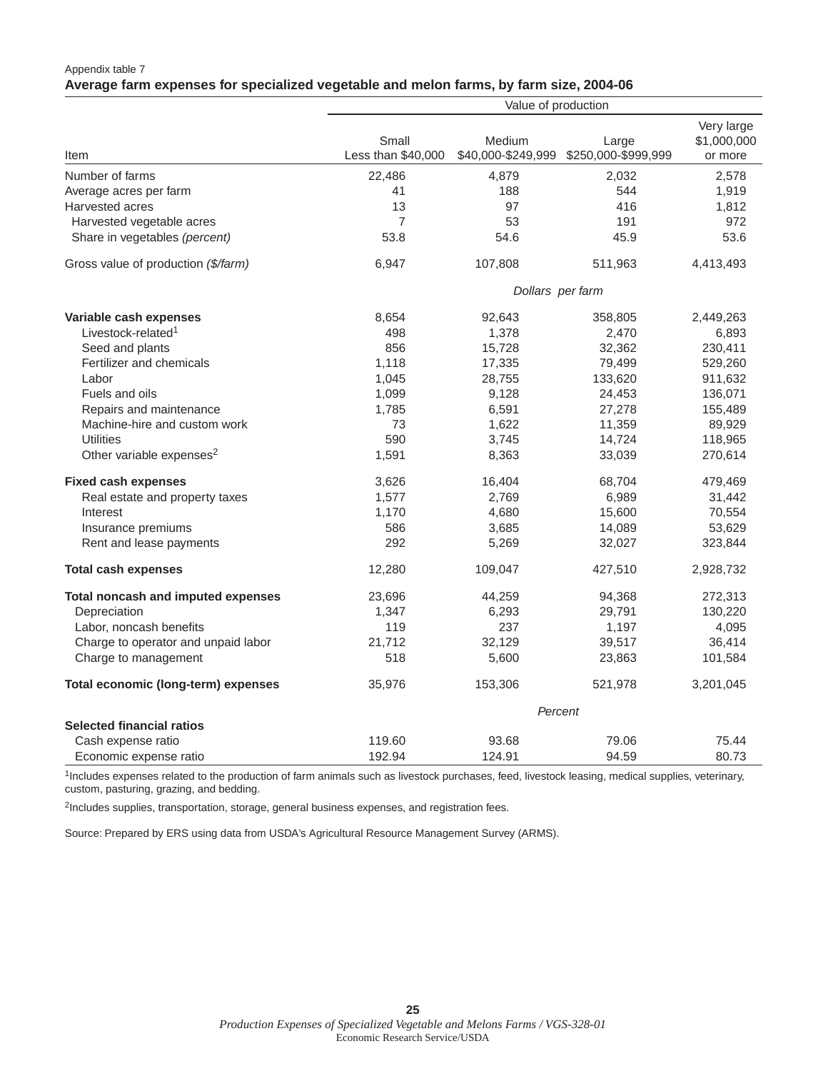Appendix table 7

**Average farm expenses for specialized vegetable and melon farms, by farm size, 2004-06**

| Item | Value of production | | | |
|---|---|---|---|---|
| | Small Less than $40,000 | Medium $40,000-$249,999 | Large $250,000-$999,999 | Very large $1,000,000 or more |
| Number of farms | 22,486 | 4,879 | 2,032 | 2,578 |
| Average acres per farm | 41 | 188 | 544 | 1,919 |
| Harvested acres | 13 | 97 | 416 | 1,812 |
| Harvested vegetable acres | 7 | 53 | 191 | 972 |
| Share in vegetables *(percent)* | 53.8 | 54.6 | 45.9 | 53.6 |
| Gross value of production *($/farm)* | 6,947 | 107,808 | 511,963 | 4,413,493 |
| | *Dollars per farm* | | | |
| **Variable cash expenses** | 8,654 | 92,643 | 358,805 | 2,449,263 |
| Livestock-related[1] | 498 | 1,378 | 2,470 | 6,893 |
| Seed and plants | 856 | 15,728 | 32,362 | 230,411 |
| Fertilizer and chemicals | 1,118 | 17,335 | 79,499 | 529,260 |
| Labor | 1,045 | 28,755 | 133,620 | 911,632 |
| Fuels and oils | 1,099 | 9,128 | 24,453 | 136,071 |
| Repairs and maintenance | 1,785 | 6,591 | 27,278 | 155,489 |
| Machine-hire and custom work | 73 | 1,622 | 11,359 | 89,929 |
| Utilities | 590 | 3,745 | 14,724 | 118,965 |
| Other variable expenses[2] | 1,591 | 8,363 | 33,039 | 270,614 |
| **Fixed cash expenses** | 3,626 | 16,404 | 68,704 | 479,469 |
| Real estate and property taxes | 1,577 | 2,769 | 6,989 | 31,442 |
| Interest | 1,170 | 4,680 | 15,600 | 70,554 |
| Insurance premiums | 586 | 3,685 | 14,089 | 53,629 |
| Rent and lease payments | 292 | 5,269 | 32,027 | 323,844 |
| **Total cash expenses** | 12,280 | 109,047 | 427,510 | 2,928,732 |
| **Total noncash and imputed expenses** | 23,696 | 44,259 | 94,368 | 272,313 |
| Depreciation | 1,347 | 6,293 | 29,791 | 130,220 |
| Labor, noncash benefits | 119 | 237 | 1,197 | 4,095 |
| Charge to operator and unpaid labor | 21,712 | 32,129 | 39,517 | 36,414 |
| Charge to management | 518 | 5,600 | 23,863 | 101,584 |
| **Total economic (long-term) expenses** | 35,976 | 153,306 | 521,978 | 3,201,045 |
| | *Percent* | | | |
| **Selected financial ratios** | | | | |
| Cash expense ratio | 119.60 | 93.68 | 79.06 | 75.44 |
| Economic expense ratio | 192.94 | 124.91 | 94.59 | 80.73 |

[1]Includes expenses related to the production of farm animals such as livestock purchases, feed, livestock leasing, medical supplies, veterinary, custom, pasturing, grazing, and bedding.

[2]Includes supplies, transportation, storage, general business expenses, and registration fees.

Source: Prepared by ERS using data from USDA's Agricultural Resource Management Survey (ARMS).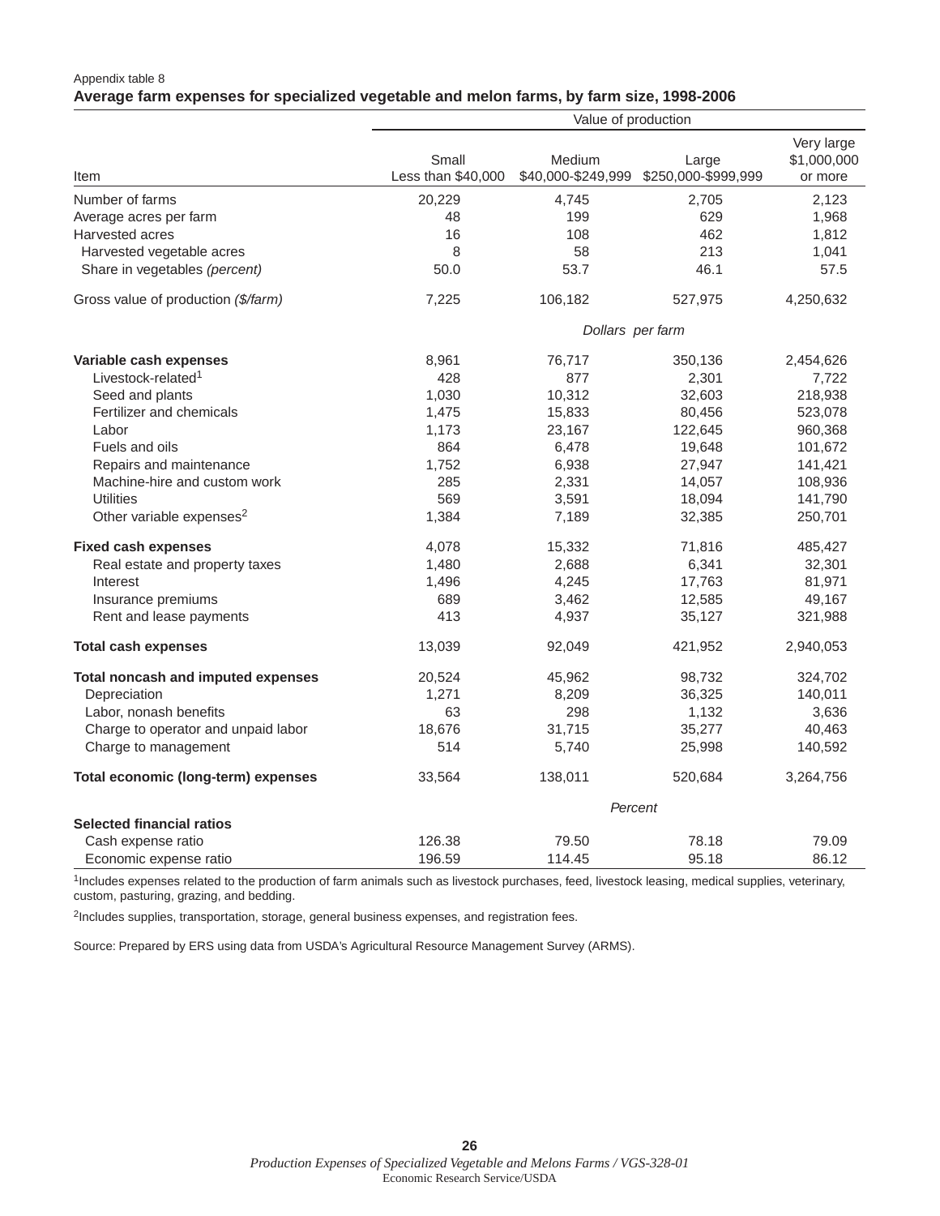Appendix table 8

**Average farm expenses for specialized vegetable and melon farms, by farm size, 1998-2006**

| Item | Value of production | | | |
|---|---|---|---|---|
| | Small Less than $40,000 | Medium $40,000-$249,999 | Large $250,000-$999,999 | Very large $1,000,000 or more |
| Number of farms | 20,229 | 4,745 | 2,705 | 2,123 |
| Average acres per farm | 48 | 199 | 629 | 1,968 |
| Harvested acres | 16 | 108 | 462 | 1,812 |
| Harvested vegetable acres | 8 | 58 | 213 | 1,041 |
| Share in vegetables *(percent)* | 50.0 | 53.7 | 46.1 | 57.5 |
| Gross value of production *($/farm)* | 7,225 | 106,182 | 527,975 | 4,250,632 |
| | *Dollars per farm* | | | |
| **Variable cash expenses** | 8,961 | 76,717 | 350,136 | 2,454,626 |
| Livestock-related[1] | 428 | 877 | 2,301 | 7,722 |
| Seed and plants | 1,030 | 10,312 | 32,603 | 218,938 |
| Fertilizer and chemicals | 1,475 | 15,833 | 80,456 | 523,078 |
| Labor | 1,173 | 23,167 | 122,645 | 960,368 |
| Fuels and oils | 864 | 6,478 | 19,648 | 101,672 |
| Repairs and maintenance | 1,752 | 6,938 | 27,947 | 141,421 |
| Machine-hire and custom work | 285 | 2,331 | 14,057 | 108,936 |
| Utilities | 569 | 3,591 | 18,094 | 141,790 |
| Other variable expenses[2] | 1,384 | 7,189 | 32,385 | 250,701 |
| **Fixed cash expenses** | 4,078 | 15,332 | 71,816 | 485,427 |
| Real estate and property taxes | 1,480 | 2,688 | 6,341 | 32,301 |
| Interest | 1,496 | 4,245 | 17,763 | 81,971 |
| Insurance premiums | 689 | 3,462 | 12,585 | 49,167 |
| Rent and lease payments | 413 | 4,937 | 35,127 | 321,988 |
| **Total cash expenses** | 13,039 | 92,049 | 421,952 | 2,940,053 |
| **Total noncash and imputed expenses** | 20,524 | 45,962 | 98,732 | 324,702 |
| Depreciation | 1,271 | 8,209 | 36,325 | 140,011 |
| Labor, nonash benefits | 63 | 298 | 1,132 | 3,636 |
| Charge to operator and unpaid labor | 18,676 | 31,715 | 35,277 | 40,463 |
| Charge to management | 514 | 5,740 | 25,998 | 140,592 |
| **Total economic (long-term) expenses** | 33,564 | 138,011 | 520,684 | 3,264,756 |
| | *Percent* | | | |
| **Selected financial ratios** | | | | |
| Cash expense ratio | 126.38 | 79.50 | 78.18 | 79.09 |
| Economic expense ratio | 196.59 | 114.45 | 95.18 | 86.12 |

[1]Includes expenses related to the production of farm animals such as livestock purchases, feed, livestock leasing, medical supplies, veterinary, custom, pasturing, grazing, and bedding.

[2]Includes supplies, transportation, storage, general business expenses, and registration fees.

Source: Prepared by ERS using data from USDA's Agricultural Resource Management Survey (ARMS).